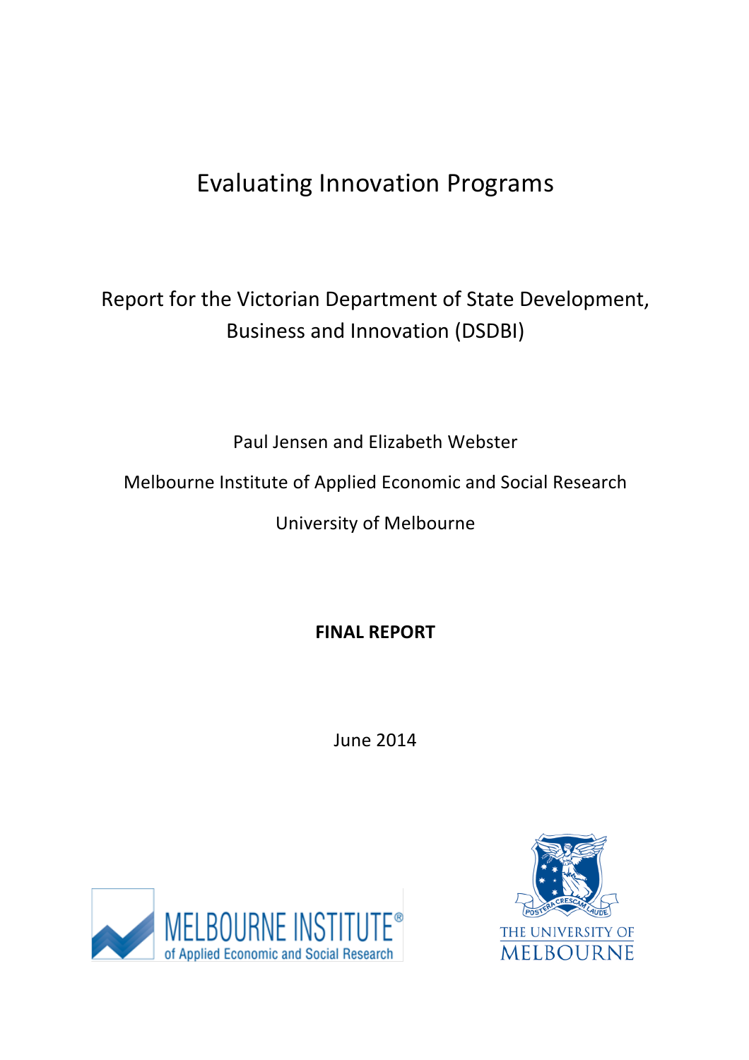# Evaluating Innovation Programs

Report for the Victorian Department of State Development, Business and Innovation (DSDBI)

Paul Jensen and Elizabeth Webster

Melbourne Institute of Applied Economic and Social Research

University of Melbourne

**FINAL REPORT**

June 2014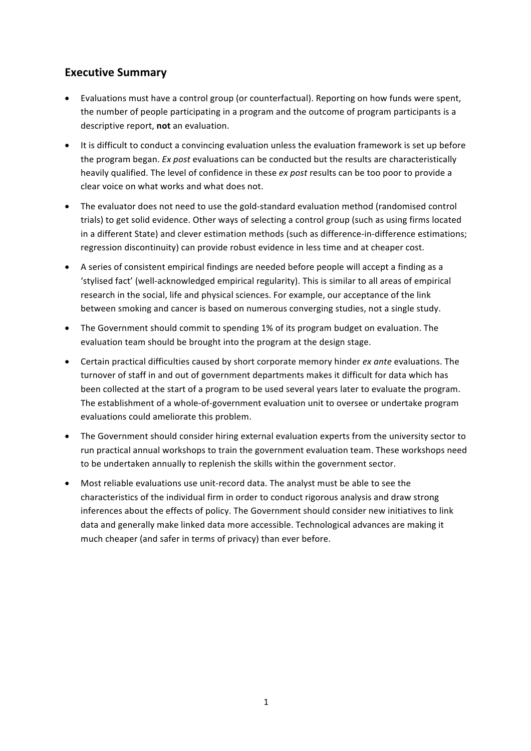## Executive Summary

- Evaluations must have a control group (or counterfactual). Reporting on how funds were spent, the number of people participating in a program and the outcome of program participants is a descriptive report, **not** an evaluation.
- It is difficult to conduct a convincing evaluation unless the evaluation framework is set up before the program began. *Ex post* evaluations can be conducted but the results are characteristically heavily qualified. The level of confidence in these *ex post* results can be too poor to provide a clear voice on what works and what does not.
- The evaluator does not need to use the gold-standard evaluation method (randomised control trials) to get solid evidence. Other ways of selecting a control group (such as using firms located in a different State) and clever estimation methods (such as difference-in-difference estimations; regression discontinuity) can provide robust evidence in less time and at cheaper cost.
- A series of consistent empirical findings are needed before people will accept a finding as a 'stylised fact' (well-acknowledged empirical regularity). This is similar to all areas of empirical research in the social, life and physical sciences. For example, our acceptance of the link between smoking and cancer is based on numerous converging studies, not a single study.
- The Government should commit to spending 1% of its program budget on evaluation. The evaluation team should be brought into the program at the design stage.
- Certain practical difficulties caused by short corporate memory hinder *ex ante* evaluations. The turnover of staff in and out of government departments makes it difficult for data which has been collected at the start of a program to be used several years later to evaluate the program. The establishment of a whole-of-government evaluation unit to oversee or undertake program evaluations could ameliorate this problem.
- The Government should consider hiring external evaluation experts from the university sector to run practical annual workshops to train the government evaluation team. These workshops need to be undertaken annually to replenish the skills within the government sector.
- Most reliable evaluations use unit-record data. The analyst must be able to see the characteristics of the individual firm in order to conduct rigorous analysis and draw strong inferences about the effects of policy. The Government should consider new initiatives to link data and generally make linked data more accessible. Technological advances are making it much cheaper (and safer in terms of privacy) than ever before.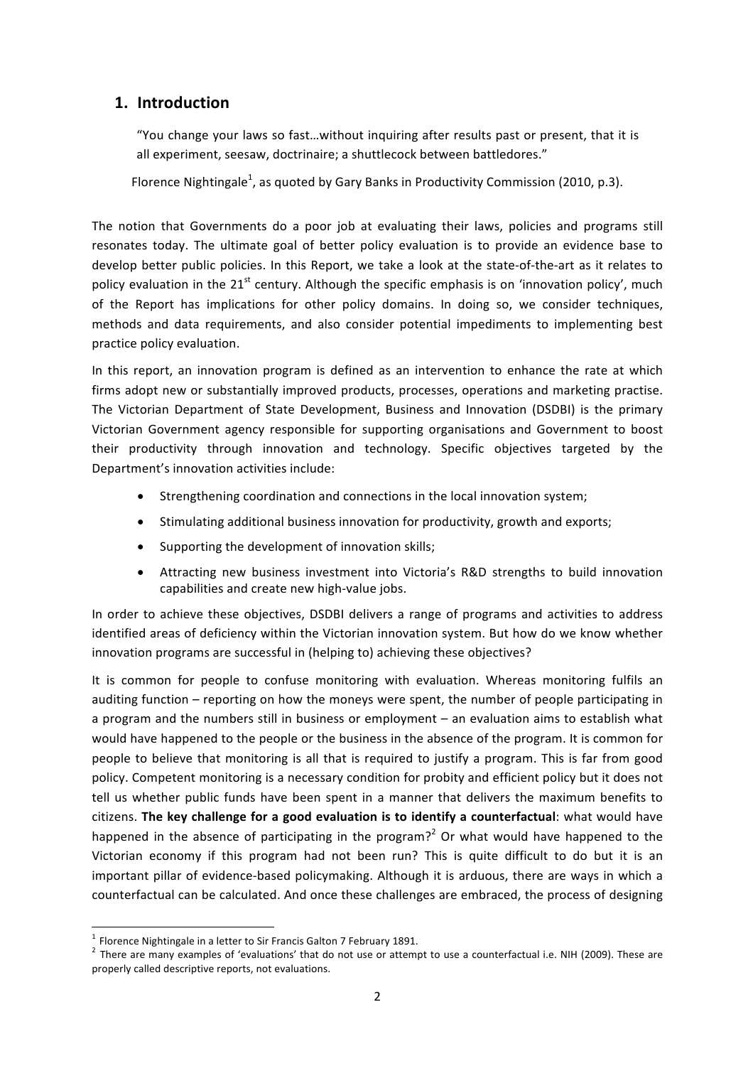## 1. Introduction

> "You change your laws so fast…without inquiring after results past or present, that it is all experiment, seesaw, doctrinaire; a shuttlecock between battledores."
>
> Florence Nightingale[1], as quoted by Gary Banks in Productivity Commission (2010, p.3).

The notion that Governments do a poor job at evaluating their laws, policies and programs still resonates today. The ultimate goal of better policy evaluation is to provide an evidence base to develop better public policies. In this Report, we take a look at the state-of-the-art as it relates to policy evaluation in the 21st century. Although the specific emphasis is on 'innovation policy', much of the Report has implications for other policy domains. In doing so, we consider techniques, methods and data requirements, and also consider potential impediments to implementing best practice policy evaluation.

In this report, an innovation program is defined as an intervention to enhance the rate at which firms adopt new or substantially improved products, processes, operations and marketing practise. The Victorian Department of State Development, Business and Innovation (DSDBI) is the primary Victorian Government agency responsible for supporting organisations and Government to boost their productivity through innovation and technology. Specific objectives targeted by the Department's innovation activities include:

- Strengthening coordination and connections in the local innovation system;
- Stimulating additional business innovation for productivity, growth and exports;
- Supporting the development of innovation skills;
- Attracting new business investment into Victoria's R&D strengths to build innovation capabilities and create new high-value jobs.

In order to achieve these objectives, DSDBI delivers a range of programs and activities to address identified areas of deficiency within the Victorian innovation system. But how do we know whether innovation programs are successful in (helping to) achieving these objectives?

It is common for people to confuse monitoring with evaluation. Whereas monitoring fulfils an auditing function – reporting on how the moneys were spent, the number of people participating in a program and the numbers still in business or employment – an evaluation aims to establish what would have happened to the people or the business in the absence of the program. It is common for people to believe that monitoring is all that is required to justify a program. This is far from good policy. Competent monitoring is a necessary condition for probity and efficient policy but it does not tell us whether public funds have been spent in a manner that delivers the maximum benefits to citizens. **The key challenge for a good evaluation is to identify a counterfactual**: what would have happened in the absence of participating in the program?[2] Or what would have happened to the Victorian economy if this program had not been run? This is quite difficult to do but it is an important pillar of evidence-based policymaking. Although it is arduous, there are ways in which a counterfactual can be calculated. And once these challenges are embraced, the process of designing

---

[1] Florence Nightingale in a letter to Sir Francis Galton 7 February 1891.

[2] There are many examples of 'evaluations' that do not use or attempt to use a counterfactual i.e. NIH (2009). These are properly called descriptive reports, not evaluations.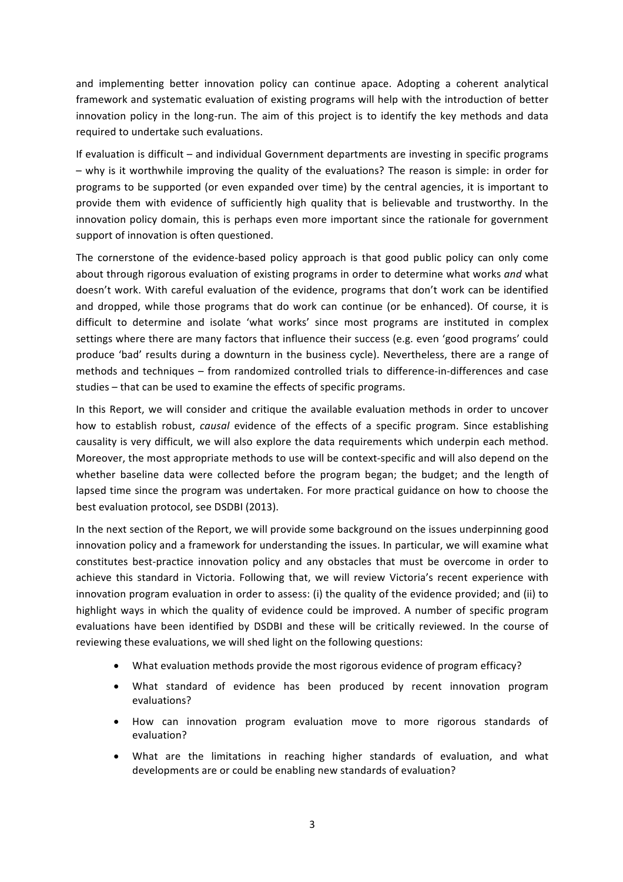and implementing better innovation policy can continue apace. Adopting a coherent analytical framework and systematic evaluation of existing programs will help with the introduction of better innovation policy in the long-run. The aim of this project is to identify the key methods and data required to undertake such evaluations.

If evaluation is difficult – and individual Government departments are investing in specific programs – why is it worthwhile improving the quality of the evaluations? The reason is simple: in order for programs to be supported (or even expanded over time) by the central agencies, it is important to provide them with evidence of sufficiently high quality that is believable and trustworthy. In the innovation policy domain, this is perhaps even more important since the rationale for government support of innovation is often questioned.

The cornerstone of the evidence-based policy approach is that good public policy can only come about through rigorous evaluation of existing programs in order to determine what works *and* what doesn't work. With careful evaluation of the evidence, programs that don't work can be identified and dropped, while those programs that do work can continue (or be enhanced). Of course, it is difficult to determine and isolate 'what works' since most programs are instituted in complex settings where there are many factors that influence their success (e.g. even 'good programs' could produce 'bad' results during a downturn in the business cycle). Nevertheless, there are a range of methods and techniques – from randomized controlled trials to difference-in-differences and case studies – that can be used to examine the effects of specific programs.

In this Report, we will consider and critique the available evaluation methods in order to uncover how to establish robust, *causal* evidence of the effects of a specific program. Since establishing causality is very difficult, we will also explore the data requirements which underpin each method. Moreover, the most appropriate methods to use will be context-specific and will also depend on the whether baseline data were collected before the program began; the budget; and the length of lapsed time since the program was undertaken. For more practical guidance on how to choose the best evaluation protocol, see DSDBI (2013).

In the next section of the Report, we will provide some background on the issues underpinning good innovation policy and a framework for understanding the issues. In particular, we will examine what constitutes best-practice innovation policy and any obstacles that must be overcome in order to achieve this standard in Victoria. Following that, we will review Victoria's recent experience with innovation program evaluation in order to assess: (i) the quality of the evidence provided; and (ii) to highlight ways in which the quality of evidence could be improved. A number of specific program evaluations have been identified by DSDBI and these will be critically reviewed. In the course of reviewing these evaluations, we will shed light on the following questions:

- What evaluation methods provide the most rigorous evidence of program efficacy?
- What standard of evidence has been produced by recent innovation program evaluations?
- How can innovation program evaluation move to more rigorous standards of evaluation?
- What are the limitations in reaching higher standards of evaluation, and what developments are or could be enabling new standards of evaluation?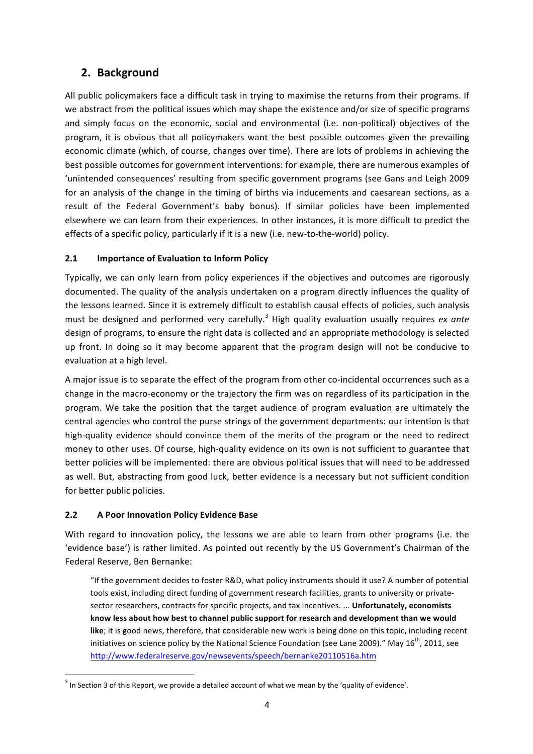## 2. Background

All public policymakers face a difficult task in trying to maximise the returns from their programs. If we abstract from the political issues which may shape the existence and/or size of specific programs and simply focus on the economic, social and environmental (i.e. non-political) objectives of the program, it is obvious that all policymakers want the best possible outcomes given the prevailing economic climate (which, of course, changes over time). There are lots of problems in achieving the best possible outcomes for government interventions: for example, there are numerous examples of 'unintended consequences' resulting from specific government programs (see Gans and Leigh 2009 for an analysis of the change in the timing of births via inducements and caesarean sections, as a result of the Federal Government's baby bonus). If similar policies have been implemented elsewhere we can learn from their experiences. In other instances, it is more difficult to predict the effects of a specific policy, particularly if it is a new (i.e. new-to-the-world) policy.

### 2.1 Importance of Evaluation to Inform Policy

Typically, we can only learn from policy experiences if the objectives and outcomes are rigorously documented. The quality of the analysis undertaken on a program directly influences the quality of the lessons learned. Since it is extremely difficult to establish causal effects of policies, such analysis must be designed and performed very carefully.[3] High quality evaluation usually requires *ex ante* design of programs, to ensure the right data is collected and an appropriate methodology is selected up front. In doing so it may become apparent that the program design will not be conducive to evaluation at a high level.

A major issue is to separate the effect of the program from other co-incidental occurrences such as a change in the macro-economy or the trajectory the firm was on regardless of its participation in the program. We take the position that the target audience of program evaluation are ultimately the central agencies who control the purse strings of the government departments: our intention is that high-quality evidence should convince them of the merits of the program or the need to redirect money to other uses. Of course, high-quality evidence on its own is not sufficient to guarantee that better policies will be implemented: there are obvious political issues that will need to be addressed as well. But, abstracting from good luck, better evidence is a necessary but not sufficient condition for better public policies.

### 2.2 A Poor Innovation Policy Evidence Base

With regard to innovation policy, the lessons we are able to learn from other programs (i.e. the 'evidence base') is rather limited. As pointed out recently by the US Government's Chairman of the Federal Reserve, Ben Bernanke:

> "If the government decides to foster R&D, what policy instruments should it use? A number of potential tools exist, including direct funding of government research facilities, grants to university or private-sector researchers, contracts for specific projects, and tax incentives. ... **Unfortunately, economists know less about how best to channel public support for research and development than we would like**; it is good news, therefore, that considerable new work is being done on this topic, including recent initiatives on science policy by the National Science Foundation (see Lane 2009)." May 16th, 2011, see http://www.federalreserve.gov/newsevents/speech/bernanke20110516a.htm

[3] In Section 3 of this Report, we provide a detailed account of what we mean by the 'quality of evidence'.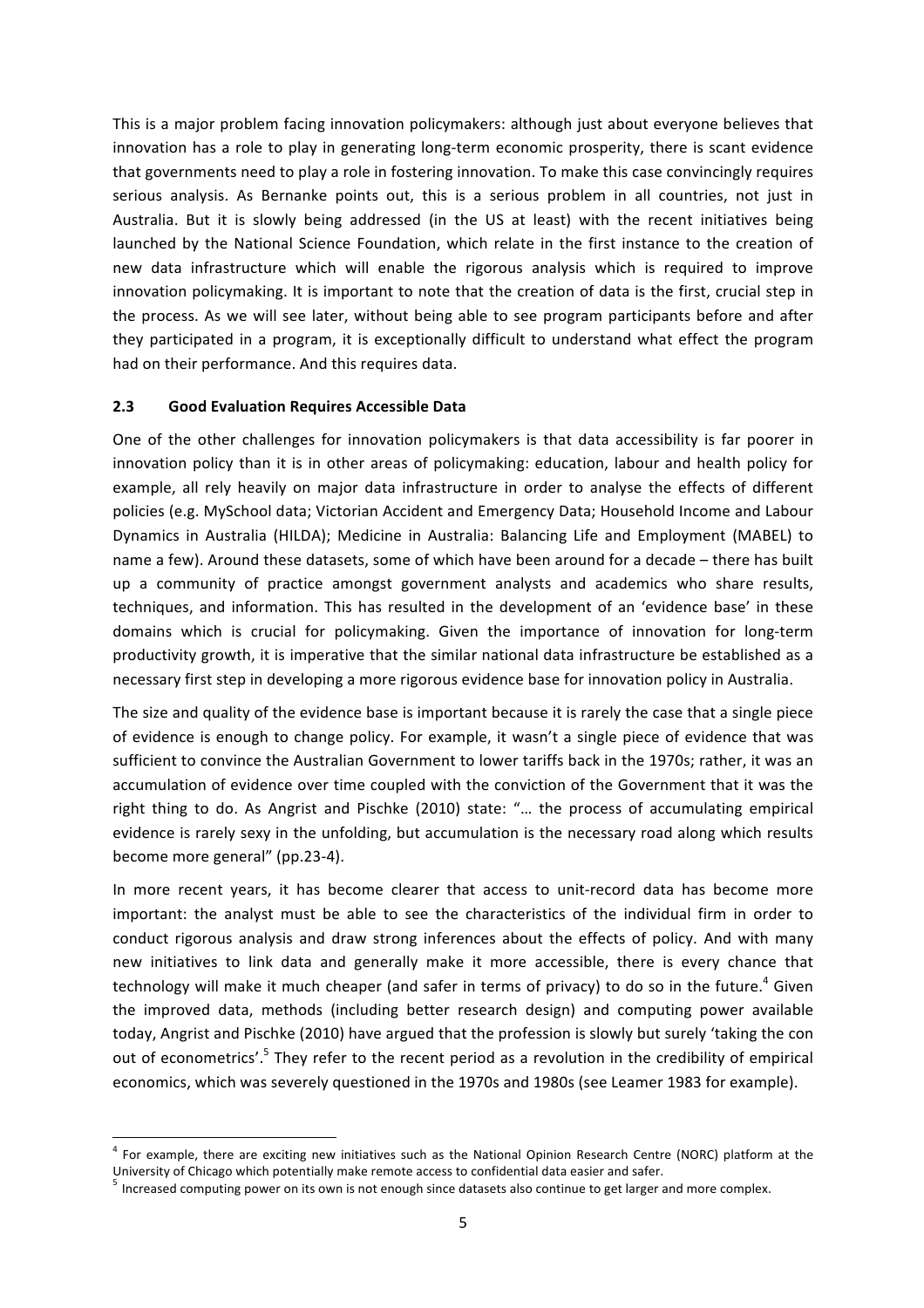This is a major problem facing innovation policymakers: although just about everyone believes that innovation has a role to play in generating long-term economic prosperity, there is scant evidence that governments need to play a role in fostering innovation. To make this case convincingly requires serious analysis. As Bernanke points out, this is a serious problem in all countries, not just in Australia. But it is slowly being addressed (in the US at least) with the recent initiatives being launched by the National Science Foundation, which relate in the first instance to the creation of new data infrastructure which will enable the rigorous analysis which is required to improve innovation policymaking. It is important to note that the creation of data is the first, crucial step in the process. As we will see later, without being able to see program participants before and after they participated in a program, it is exceptionally difficult to understand what effect the program had on their performance. And this requires data.

### 2.3 Good Evaluation Requires Accessible Data

One of the other challenges for innovation policymakers is that data accessibility is far poorer in innovation policy than it is in other areas of policymaking: education, labour and health policy for example, all rely heavily on major data infrastructure in order to analyse the effects of different policies (e.g. MySchool data; Victorian Accident and Emergency Data; Household Income and Labour Dynamics in Australia (HILDA); Medicine in Australia: Balancing Life and Employment (MABEL) to name a few). Around these datasets, some of which have been around for a decade – there has built up a community of practice amongst government analysts and academics who share results, techniques, and information. This has resulted in the development of an 'evidence base' in these domains which is crucial for policymaking. Given the importance of innovation for long-term productivity growth, it is imperative that the similar national data infrastructure be established as a necessary first step in developing a more rigorous evidence base for innovation policy in Australia.

The size and quality of the evidence base is important because it is rarely the case that a single piece of evidence is enough to change policy. For example, it wasn't a single piece of evidence that was sufficient to convince the Australian Government to lower tariffs back in the 1970s; rather, it was an accumulation of evidence over time coupled with the conviction of the Government that it was the right thing to do. As Angrist and Pischke (2010) state: "… the process of accumulating empirical evidence is rarely sexy in the unfolding, but accumulation is the necessary road along which results become more general" (pp.23-4).

In more recent years, it has become clearer that access to unit-record data has become more important: the analyst must be able to see the characteristics of the individual firm in order to conduct rigorous analysis and draw strong inferences about the effects of policy. And with many new initiatives to link data and generally make it more accessible, there is every chance that technology will make it much cheaper (and safer in terms of privacy) to do so in the future.[4] Given the improved data, methods (including better research design) and computing power available today, Angrist and Pischke (2010) have argued that the profession is slowly but surely 'taking the con out of econometrics'.[5] They refer to the recent period as a revolution in the credibility of empirical economics, which was severely questioned in the 1970s and 1980s (see Leamer 1983 for example).

---

[4] For example, there are exciting new initiatives such as the National Opinion Research Centre (NORC) platform at the University of Chicago which potentially make remote access to confidential data easier and safer.

[5] Increased computing power on its own is not enough since datasets also continue to get larger and more complex.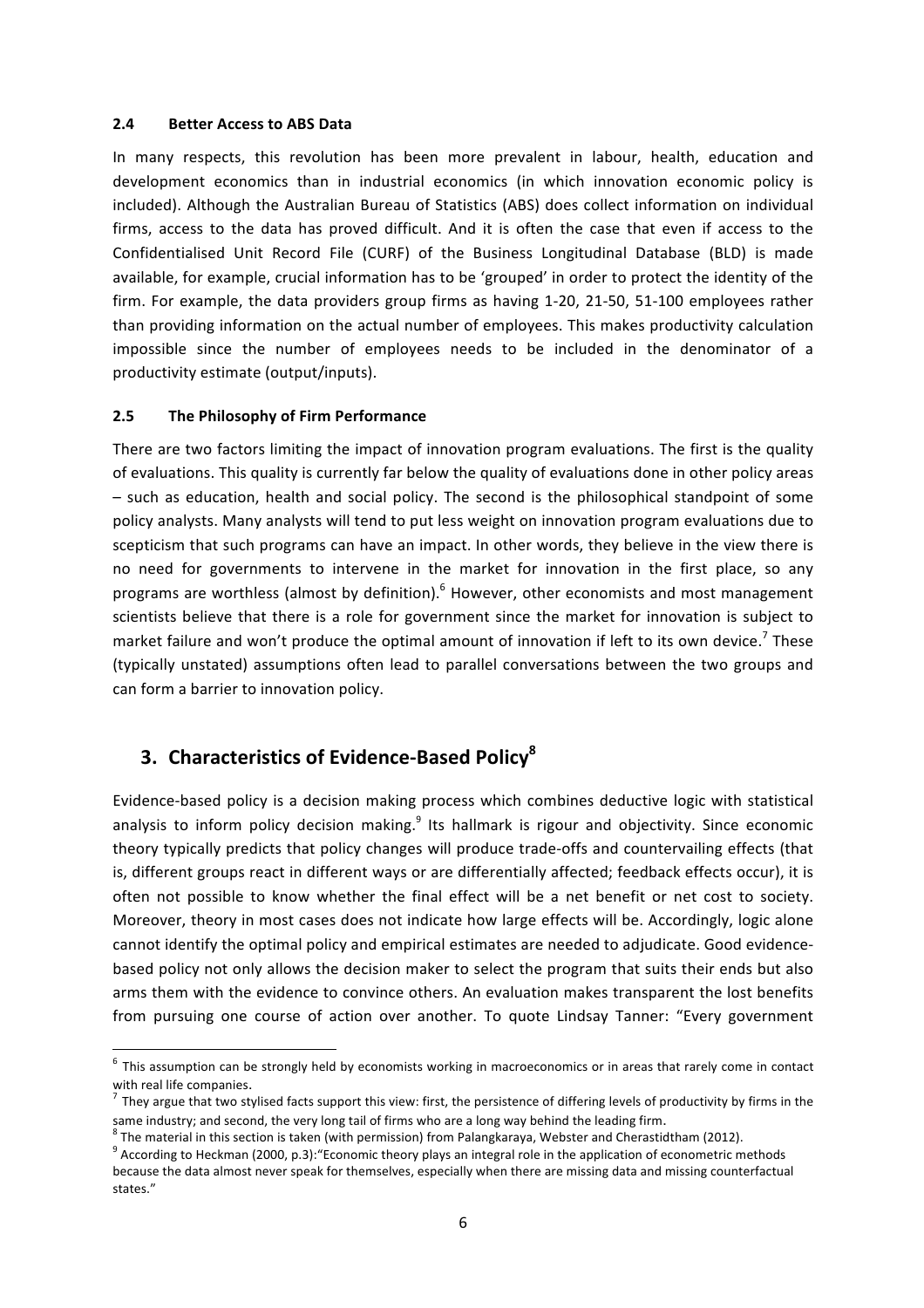### 2.4 Better Access to ABS Data

In many respects, this revolution has been more prevalent in labour, health, education and development economics than in industrial economics (in which innovation economic policy is included). Although the Australian Bureau of Statistics (ABS) does collect information on individual firms, access to the data has proved difficult. And it is often the case that even if access to the Confidentialised Unit Record File (CURF) of the Business Longitudinal Database (BLD) is made available, for example, crucial information has to be 'grouped' in order to protect the identity of the firm. For example, the data providers group firms as having 1-20, 21-50, 51-100 employees rather than providing information on the actual number of employees. This makes productivity calculation impossible since the number of employees needs to be included in the denominator of a productivity estimate (output/inputs).

### 2.5 The Philosophy of Firm Performance

There are two factors limiting the impact of innovation program evaluations. The first is the quality of evaluations. This quality is currently far below the quality of evaluations done in other policy areas – such as education, health and social policy. The second is the philosophical standpoint of some policy analysts. Many analysts will tend to put less weight on innovation program evaluations due to scepticism that such programs can have an impact. In other words, they believe in the view there is no need for governments to intervene in the market for innovation in the first place, so any programs are worthless (almost by definition).[6] However, other economists and most management scientists believe that there is a role for government since the market for innovation is subject to market failure and won't produce the optimal amount of innovation if left to its own device.[7] These (typically unstated) assumptions often lead to parallel conversations between the two groups and can form a barrier to innovation policy.

## 3. Characteristics of Evidence-Based Policy[8]

Evidence-based policy is a decision making process which combines deductive logic with statistical analysis to inform policy decision making.[9] Its hallmark is rigour and objectivity. Since economic theory typically predicts that policy changes will produce trade-offs and countervailing effects (that is, different groups react in different ways or are differentially affected; feedback effects occur), it is often not possible to know whether the final effect will be a net benefit or net cost to society. Moreover, theory in most cases does not indicate how large effects will be. Accordingly, logic alone cannot identify the optimal policy and empirical estimates are needed to adjudicate. Good evidence-based policy not only allows the decision maker to select the program that suits their ends but also arms them with the evidence to convince others. An evaluation makes transparent the lost benefits from pursuing one course of action over another. To quote Lindsay Tanner: "Every government

---

[6] This assumption can be strongly held by economists working in macroeconomics or in areas that rarely come in contact with real life companies.

[7] They argue that two stylised facts support this view: first, the persistence of differing levels of productivity by firms in the same industry; and second, the very long tail of firms who are a long way behind the leading firm.

[8] The material in this section is taken (with permission) from Palangkaraya, Webster and Cherastidtham (2012).

[9] According to Heckman (2000, p.3):"Economic theory plays an integral role in the application of econometric methods because the data almost never speak for themselves, especially when there are missing data and missing counterfactual states."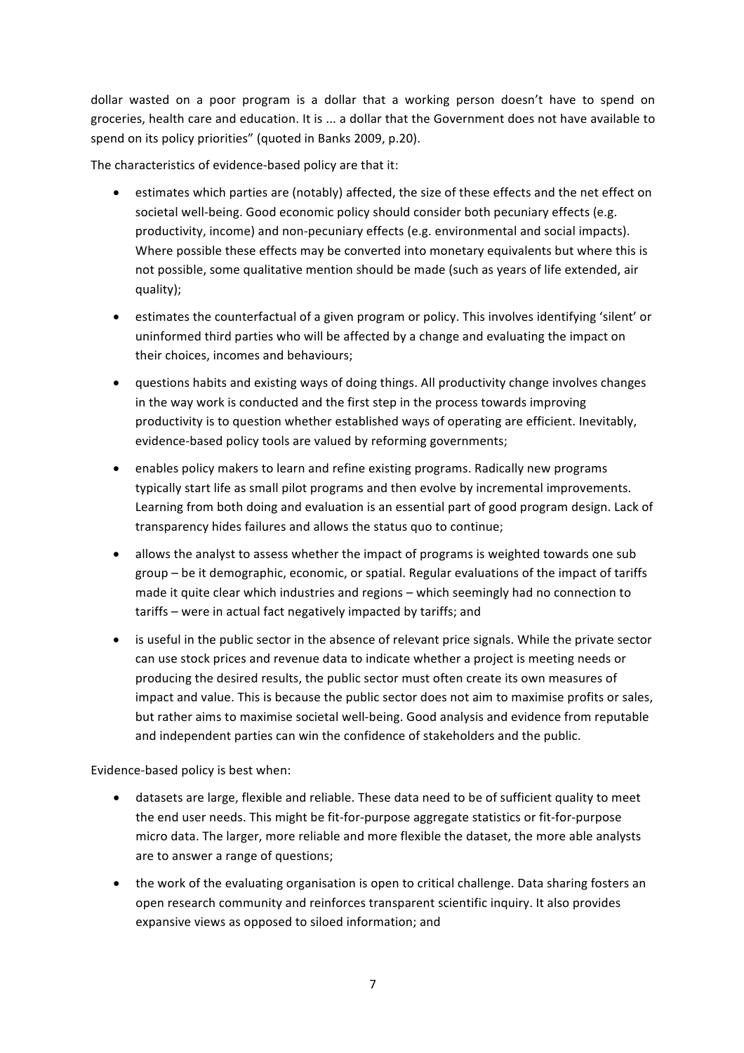dollar wasted on a poor program is a dollar that a working person doesn't have to spend on groceries, health care and education. It is ... a dollar that the Government does not have available to spend on its policy priorities" (quoted in Banks 2009, p.20).

The characteristics of evidence-based policy are that it:

- estimates which parties are (notably) affected, the size of these effects and the net effect on societal well-being. Good economic policy should consider both pecuniary effects (e.g. productivity, income) and non-pecuniary effects (e.g. environmental and social impacts). Where possible these effects may be converted into monetary equivalents but where this is not possible, some qualitative mention should be made (such as years of life extended, air quality);
- estimates the counterfactual of a given program or policy. This involves identifying 'silent' or uninformed third parties who will be affected by a change and evaluating the impact on their choices, incomes and behaviours;
- questions habits and existing ways of doing things. All productivity change involves changes in the way work is conducted and the first step in the process towards improving productivity is to question whether established ways of operating are efficient. Inevitably, evidence-based policy tools are valued by reforming governments;
- enables policy makers to learn and refine existing programs. Radically new programs typically start life as small pilot programs and then evolve by incremental improvements. Learning from both doing and evaluation is an essential part of good program design. Lack of transparency hides failures and allows the status quo to continue;
- allows the analyst to assess whether the impact of programs is weighted towards one sub group – be it demographic, economic, or spatial. Regular evaluations of the impact of tariffs made it quite clear which industries and regions – which seemingly had no connection to tariffs – were in actual fact negatively impacted by tariffs; and
- is useful in the public sector in the absence of relevant price signals. While the private sector can use stock prices and revenue data to indicate whether a project is meeting needs or producing the desired results, the public sector must often create its own measures of impact and value. This is because the public sector does not aim to maximise profits or sales, but rather aims to maximise societal well-being. Good analysis and evidence from reputable and independent parties can win the confidence of stakeholders and the public.

Evidence-based policy is best when:

- datasets are large, flexible and reliable. These data need to be of sufficient quality to meet the end user needs. This might be fit-for-purpose aggregate statistics or fit-for-purpose micro data. The larger, more reliable and more flexible the dataset, the more able analysts are to answer a range of questions;
- the work of the evaluating organisation is open to critical challenge. Data sharing fosters an open research community and reinforces transparent scientific inquiry. It also provides expansive views as opposed to siloed information; and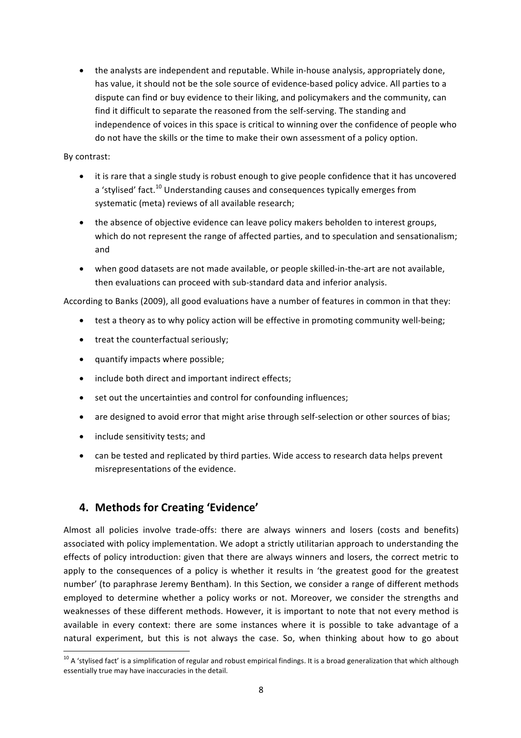- the analysts are independent and reputable. While in-house analysis, appropriately done, has value, it should not be the sole source of evidence-based policy advice. All parties to a dispute can find or buy evidence to their liking, and policymakers and the community, can find it difficult to separate the reasoned from the self-serving. The standing and independence of voices in this space is critical to winning over the confidence of people who do not have the skills or the time to make their own assessment of a policy option.

By contrast:

- it is rare that a single study is robust enough to give people confidence that it has uncovered a 'stylised' fact.[10] Understanding causes and consequences typically emerges from systematic (meta) reviews of all available research;
- the absence of objective evidence can leave policy makers beholden to interest groups, which do not represent the range of affected parties, and to speculation and sensationalism; and
- when good datasets are not made available, or people skilled-in-the-art are not available, then evaluations can proceed with sub-standard data and inferior analysis.

According to Banks (2009), all good evaluations have a number of features in common in that they:

- test a theory as to why policy action will be effective in promoting community well-being;
- treat the counterfactual seriously;
- quantify impacts where possible;
- include both direct and important indirect effects;
- set out the uncertainties and control for confounding influences;
- are designed to avoid error that might arise through self-selection or other sources of bias;
- include sensitivity tests; and
- can be tested and replicated by third parties. Wide access to research data helps prevent misrepresentations of the evidence.

## 4. Methods for Creating 'Evidence'

Almost all policies involve trade-offs: there are always winners and losers (costs and benefits) associated with policy implementation. We adopt a strictly utilitarian approach to understanding the effects of policy introduction: given that there are always winners and losers, the correct metric to apply to the consequences of a policy is whether it results in 'the greatest good for the greatest number' (to paraphrase Jeremy Bentham). In this Section, we consider a range of different methods employed to determine whether a policy works or not. Moreover, we consider the strengths and weaknesses of these different methods. However, it is important to note that not every method is available in every context: there are some instances where it is possible to take advantage of a natural experiment, but this is not always the case. So, when thinking about how to go about

[10] A 'stylised fact' is a simplification of regular and robust empirical findings. It is a broad generalization that which although essentially true may have inaccuracies in the detail.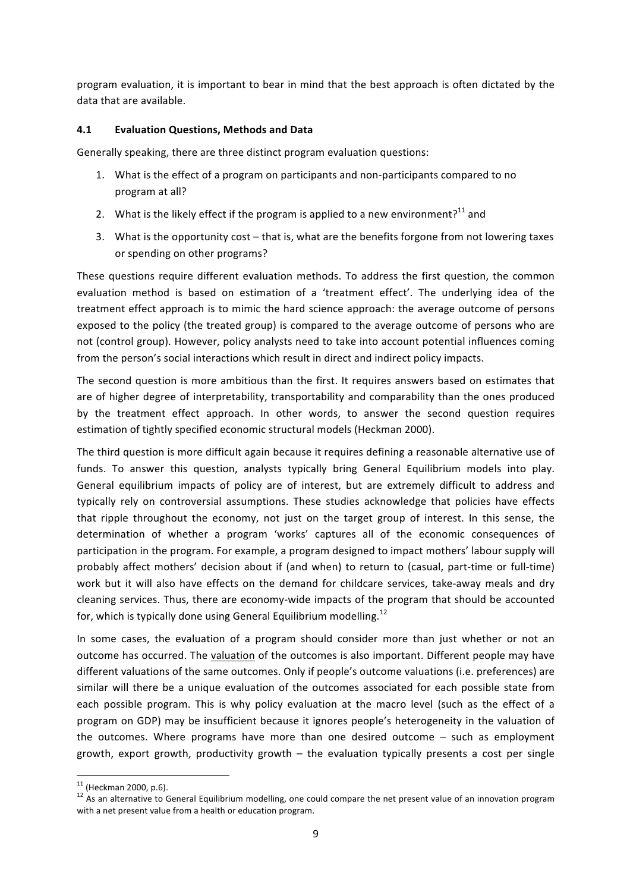program evaluation, it is important to bear in mind that the best approach is often dictated by the data that are available.

### 4.1 Evaluation Questions, Methods and Data

Generally speaking, there are three distinct program evaluation questions:

1. What is the effect of a program on participants and non-participants compared to no program at all?
2. What is the likely effect if the program is applied to a new environment?[11] and
3. What is the opportunity cost – that is, what are the benefits forgone from not lowering taxes or spending on other programs?

These questions require different evaluation methods. To address the first question, the common evaluation method is based on estimation of a 'treatment effect'. The underlying idea of the treatment effect approach is to mimic the hard science approach: the average outcome of persons exposed to the policy (the treated group) is compared to the average outcome of persons who are not (control group). However, policy analysts need to take into account potential influences coming from the person's social interactions which result in direct and indirect policy impacts.

The second question is more ambitious than the first. It requires answers based on estimates that are of higher degree of interpretability, transportability and comparability than the ones produced by the treatment effect approach. In other words, to answer the second question requires estimation of tightly specified economic structural models (Heckman 2000).

The third question is more difficult again because it requires defining a reasonable alternative use of funds. To answer this question, analysts typically bring General Equilibrium models into play. General equilibrium impacts of policy are of interest, but are extremely difficult to address and typically rely on controversial assumptions. These studies acknowledge that policies have effects that ripple throughout the economy, not just on the target group of interest. In this sense, the determination of whether a program 'works' captures all of the economic consequences of participation in the program. For example, a program designed to impact mothers' labour supply will probably affect mothers' decision about if (and when) to return to (casual, part-time or full-time) work but it will also have effects on the demand for childcare services, take-away meals and dry cleaning services. Thus, there are economy-wide impacts of the program that should be accounted for, which is typically done using General Equilibrium modelling.[12]

In some cases, the evaluation of a program should consider more than just whether or not an outcome has occurred. The valuation of the outcomes is also important. Different people may have different valuations of the same outcomes. Only if people's outcome valuations (i.e. preferences) are similar will there be a unique evaluation of the outcomes associated for each possible state from each possible program. This is why policy evaluation at the macro level (such as the effect of a program on GDP) may be insufficient because it ignores people's heterogeneity in the valuation of the outcomes. Where programs have more than one desired outcome – such as employment growth, export growth, productivity growth – the evaluation typically presents a cost per single

---

[11] (Heckman 2000, p.6).

[12] As an alternative to General Equilibrium modelling, one could compare the net present value of an innovation program with a net present value from a health or education program.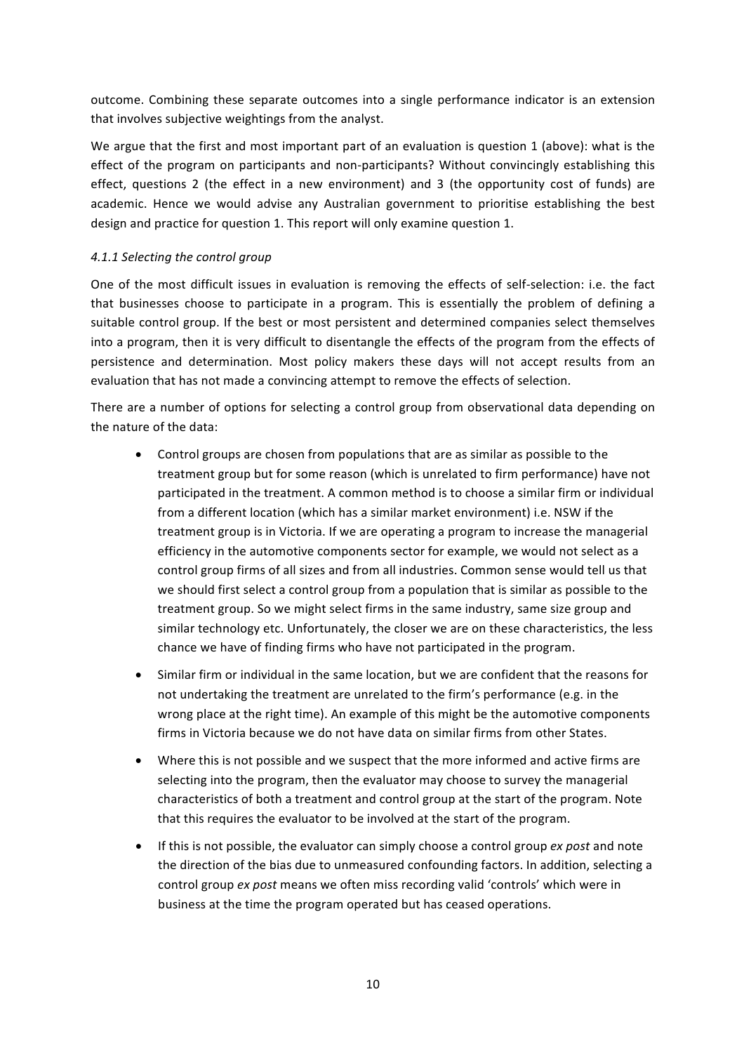outcome. Combining these separate outcomes into a single performance indicator is an extension that involves subjective weightings from the analyst.

We argue that the first and most important part of an evaluation is question 1 (above): what is the effect of the program on participants and non-participants? Without convincingly establishing this effect, questions 2 (the effect in a new environment) and 3 (the opportunity cost of funds) are academic. Hence we would advise any Australian government to prioritise establishing the best design and practice for question 1. This report will only examine question 1.

#### *4.1.1 Selecting the control group*

One of the most difficult issues in evaluation is removing the effects of self-selection: i.e. the fact that businesses choose to participate in a program. This is essentially the problem of defining a suitable control group. If the best or most persistent and determined companies select themselves into a program, then it is very difficult to disentangle the effects of the program from the effects of persistence and determination. Most policy makers these days will not accept results from an evaluation that has not made a convincing attempt to remove the effects of selection.

There are a number of options for selecting a control group from observational data depending on the nature of the data:

- Control groups are chosen from populations that are as similar as possible to the treatment group but for some reason (which is unrelated to firm performance) have not participated in the treatment. A common method is to choose a similar firm or individual from a different location (which has a similar market environment) i.e. NSW if the treatment group is in Victoria. If we are operating a program to increase the managerial efficiency in the automotive components sector for example, we would not select as a control group firms of all sizes and from all industries. Common sense would tell us that we should first select a control group from a population that is similar as possible to the treatment group. So we might select firms in the same industry, same size group and similar technology etc. Unfortunately, the closer we are on these characteristics, the less chance we have of finding firms who have not participated in the program.
- Similar firm or individual in the same location, but we are confident that the reasons for not undertaking the treatment are unrelated to the firm's performance (e.g. in the wrong place at the right time). An example of this might be the automotive components firms in Victoria because we do not have data on similar firms from other States.
- Where this is not possible and we suspect that the more informed and active firms are selecting into the program, then the evaluator may choose to survey the managerial characteristics of both a treatment and control group at the start of the program. Note that this requires the evaluator to be involved at the start of the program.
- If this is not possible, the evaluator can simply choose a control group *ex post* and note the direction of the bias due to unmeasured confounding factors. In addition, selecting a control group *ex post* means we often miss recording valid 'controls' which were in business at the time the program operated but has ceased operations.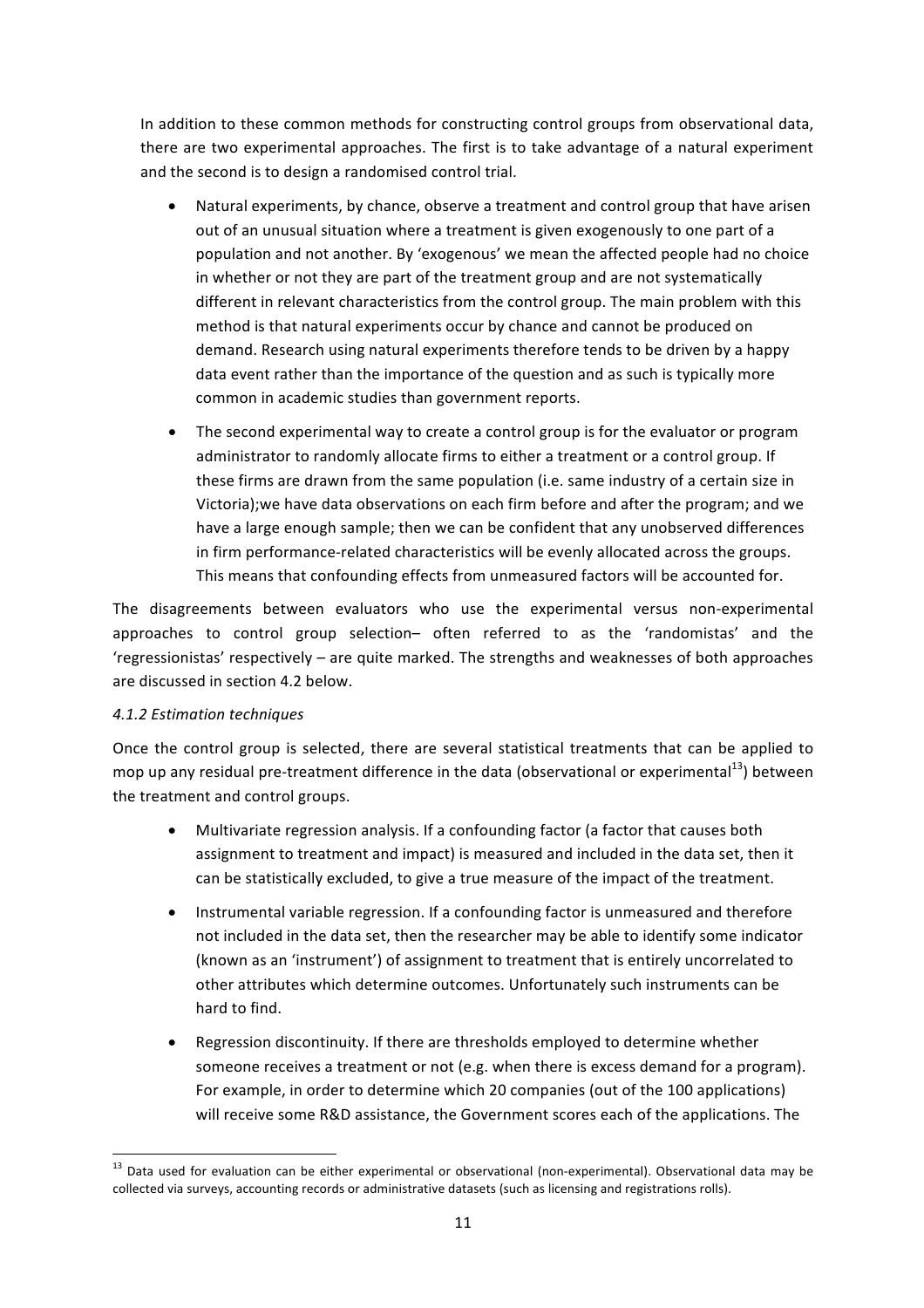In addition to these common methods for constructing control groups from observational data, there are two experimental approaches. The first is to take advantage of a natural experiment and the second is to design a randomised control trial.

- Natural experiments, by chance, observe a treatment and control group that have arisen out of an unusual situation where a treatment is given exogenously to one part of a population and not another. By 'exogenous' we mean the affected people had no choice in whether or not they are part of the treatment group and are not systematically different in relevant characteristics from the control group. The main problem with this method is that natural experiments occur by chance and cannot be produced on demand. Research using natural experiments therefore tends to be driven by a happy data event rather than the importance of the question and as such is typically more common in academic studies than government reports.

- The second experimental way to create a control group is for the evaluator or program administrator to randomly allocate firms to either a treatment or a control group. If these firms are drawn from the same population (i.e. same industry of a certain size in Victoria);we have data observations on each firm before and after the program; and we have a large enough sample; then we can be confident that any unobserved differences in firm performance-related characteristics will be evenly allocated across the groups. This means that confounding effects from unmeasured factors will be accounted for.

The disagreements between evaluators who use the experimental versus non-experimental approaches to control group selection– often referred to as the 'randomistas' and the 'regressionistas' respectively – are quite marked. The strengths and weaknesses of both approaches are discussed in section 4.2 below.

*4.1.2 Estimation techniques*

Once the control group is selected, there are several statistical treatments that can be applied to mop up any residual pre-treatment difference in the data (observational or experimental[13]) between the treatment and control groups.

- Multivariate regression analysis. If a confounding factor (a factor that causes both assignment to treatment and impact) is measured and included in the data set, then it can be statistically excluded, to give a true measure of the impact of the treatment.

- Instrumental variable regression. If a confounding factor is unmeasured and therefore not included in the data set, then the researcher may be able to identify some indicator (known as an 'instrument') of assignment to treatment that is entirely uncorrelated to other attributes which determine outcomes. Unfortunately such instruments can be hard to find.

- Regression discontinuity. If there are thresholds employed to determine whether someone receives a treatment or not (e.g. when there is excess demand for a program). For example, in order to determine which 20 companies (out of the 100 applications) will receive some R&D assistance, the Government scores each of the applications. The

[13] Data used for evaluation can be either experimental or observational (non-experimental). Observational data may be collected via surveys, accounting records or administrative datasets (such as licensing and registrations rolls).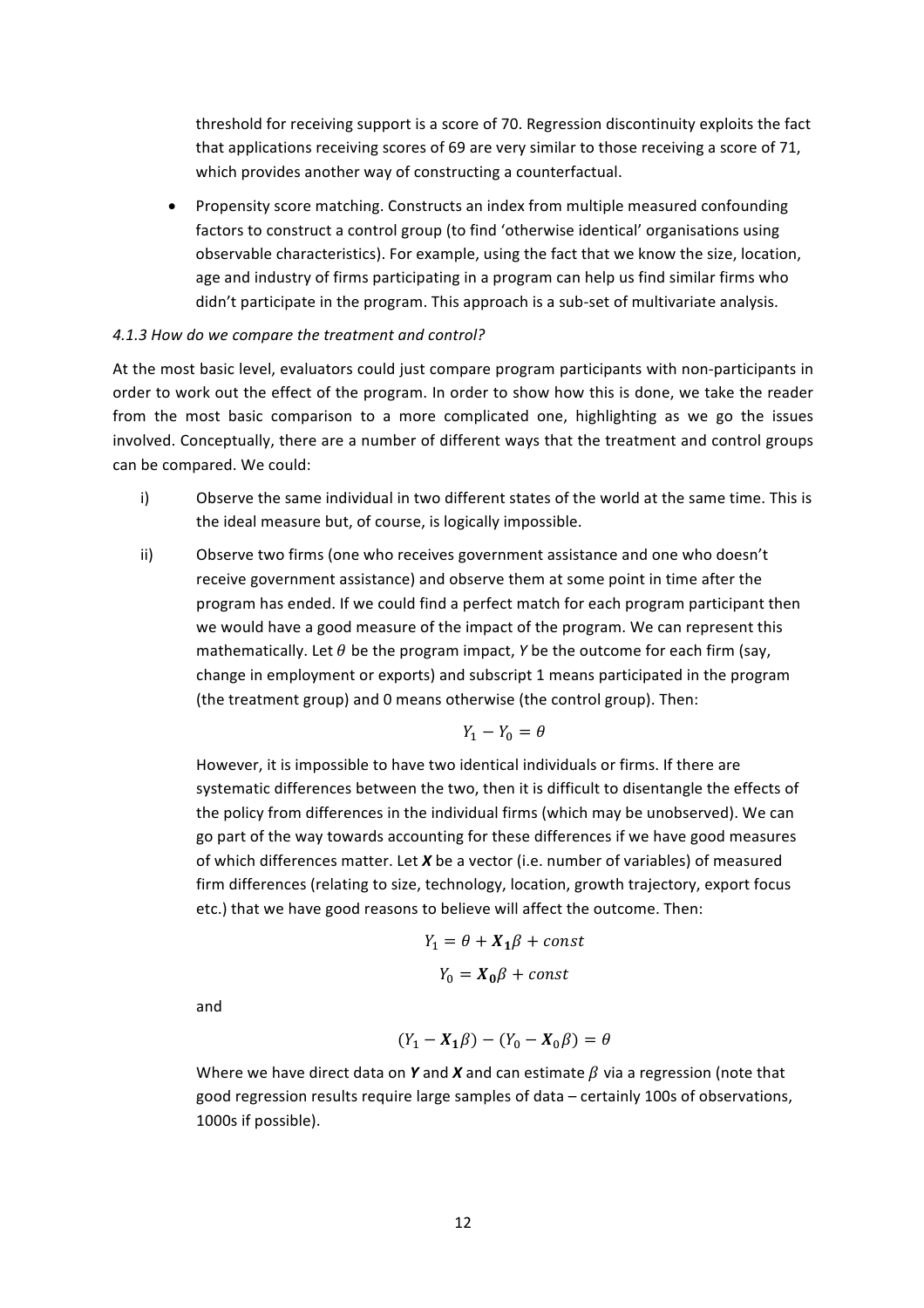threshold for receiving support is a score of 70. Regression discontinuity exploits the fact that applications receiving scores of 69 are very similar to those receiving a score of 71, which provides another way of constructing a counterfactual.

- Propensity score matching. Constructs an index from multiple measured confounding factors to construct a control group (to find 'otherwise identical' organisations using observable characteristics). For example, using the fact that we know the size, location, age and industry of firms participating in a program can help us find similar firms who didn't participate in the program. This approach is a sub-set of multivariate analysis.

*4.1.3 How do we compare the treatment and control?*

At the most basic level, evaluators could just compare program participants with non-participants in order to work out the effect of the program. In order to show how this is done, we take the reader from the most basic comparison to a more complicated one, highlighting as we go the issues involved. Conceptually, there are a number of different ways that the treatment and control groups can be compared. We could:

i) Observe the same individual in two different states of the world at the same time. This is the ideal measure but, of course, is logically impossible.

ii) Observe two firms (one who receives government assistance and one who doesn't receive government assistance) and observe them at some point in time after the program has ended. If we could find a perfect match for each program participant then we would have a good measure of the impact of the program. We can represent this mathematically. Let $\theta$ be the program impact, $Y$ be the outcome for each firm (say, change in employment or exports) and subscript 1 means participated in the program (the treatment group) and 0 means otherwise (the control group). Then:

$$Y_1 - Y_0 = \theta$$

However, it is impossible to have two identical individuals or firms. If there are systematic differences between the two, then it is difficult to disentangle the effects of the policy from differences in the individual firms (which may be unobserved). We can go part of the way towards accounting for these differences if we have good measures of which differences matter. Let $\boldsymbol{X}$ be a vector (i.e. number of variables) of measured firm differences (relating to size, technology, location, growth trajectory, export focus etc.) that we have good reasons to believe will affect the outcome. Then:

$$Y_1 = \theta + \boldsymbol{X_1}\beta + const$$

$$Y_0 = \boldsymbol{X_0}\beta + const$$

and

$$(Y_1 - \boldsymbol{X_1}\beta) - (Y_0 - \boldsymbol{X}_0\beta) = \theta$$

Where we have direct data on $\boldsymbol{Y}$ and $\boldsymbol{X}$ and can estimate $\beta$ via a regression (note that good regression results require large samples of data – certainly 100s of observations, 1000s if possible).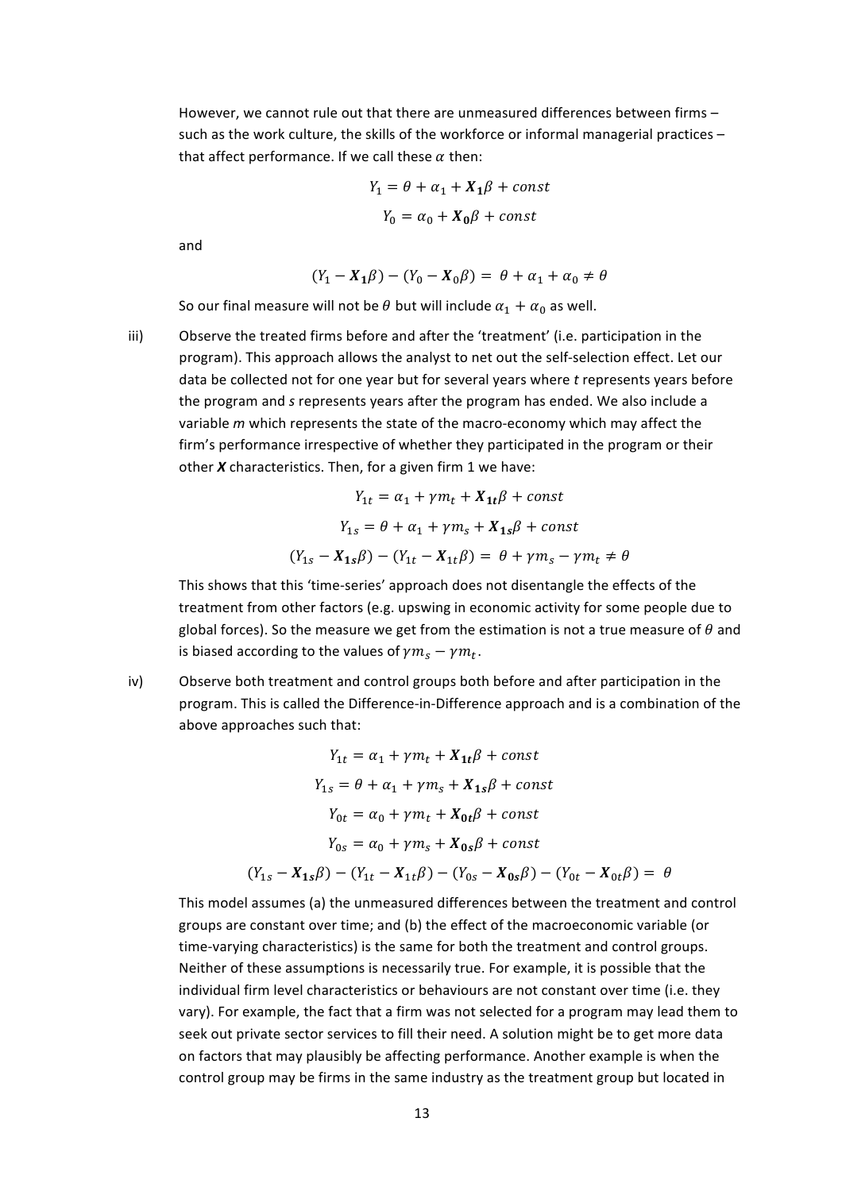However, we cannot rule out that there are unmeasured differences between firms – such as the work culture, the skills of the workforce or informal managerial practices – that affect performance. If we call these $\alpha$ then:

$$Y_1 = \theta + \alpha_1 + \boldsymbol{X_1}\beta + const$$

$$Y_0 = \alpha_0 + \boldsymbol{X_0}\beta + const$$

and

$$(Y_1 - \boldsymbol{X_1}\beta) - (Y_0 - \boldsymbol{X}_0\beta) = \theta + \alpha_1 + \alpha_0 \neq \theta$$

So our final measure will not be $\theta$ but will include $\alpha_1 + \alpha_0$ as well.

iii) Observe the treated firms before and after the 'treatment' (i.e. participation in the program). This approach allows the analyst to net out the self-selection effect. Let our data be collected not for one year but for several years where *t* represents years before the program and *s* represents years after the program has ended. We also include a variable *m* which represents the state of the macro-economy which may affect the firm's performance irrespective of whether they participated in the program or their other ***X*** characteristics. Then, for a given firm 1 we have:

$$Y_{1t} = \alpha_1 + \gamma m_t + \boldsymbol{X_{1t}}\beta + const$$

$$Y_{1s} = \theta + \alpha_1 + \gamma m_s + \boldsymbol{X_{1s}}\beta + const$$

$$(Y_{1s} - \boldsymbol{X_{1s}}\beta) - (Y_{1t} - \boldsymbol{X}_{1t}\beta) = \theta + \gamma m_s - \gamma m_t \neq \theta$$

This shows that this 'time-series' approach does not disentangle the effects of the treatment from other factors (e.g. upswing in economic activity for some people due to global forces). So the measure we get from the estimation is not a true measure of $\theta$ and is biased according to the values of $\gamma m_s - \gamma m_t$.

iv) Observe both treatment and control groups both before and after participation in the program. This is called the Difference-in-Difference approach and is a combination of the above approaches such that:

$$Y_{1t} = \alpha_1 + \gamma m_t + \boldsymbol{X_{1t}}\beta + const$$

$$Y_{1s} = \theta + \alpha_1 + \gamma m_s + \boldsymbol{X_{1s}}\beta + const$$

$$Y_{0t} = \alpha_0 + \gamma m_t + \boldsymbol{X_{0t}}\beta + const$$

$$Y_{0s} = \alpha_0 + \gamma m_s + \boldsymbol{X_{0s}}\beta + const$$

$$(Y_{1s} - \boldsymbol{X_{1s}}\beta) - (Y_{1t} - \boldsymbol{X}_{1t}\beta) - (Y_{0s} - \boldsymbol{X_{0s}}\beta) - (Y_{0t} - \boldsymbol{X}_{0t}\beta) = \theta$$

This model assumes (a) the unmeasured differences between the treatment and control groups are constant over time; and (b) the effect of the macroeconomic variable (or time-varying characteristics) is the same for both the treatment and control groups. Neither of these assumptions is necessarily true. For example, it is possible that the individual firm level characteristics or behaviours are not constant over time (i.e. they vary). For example, the fact that a firm was not selected for a program may lead them to seek out private sector services to fill their need. A solution might be to get more data on factors that may plausibly be affecting performance. Another example is when the control group may be firms in the same industry as the treatment group but located in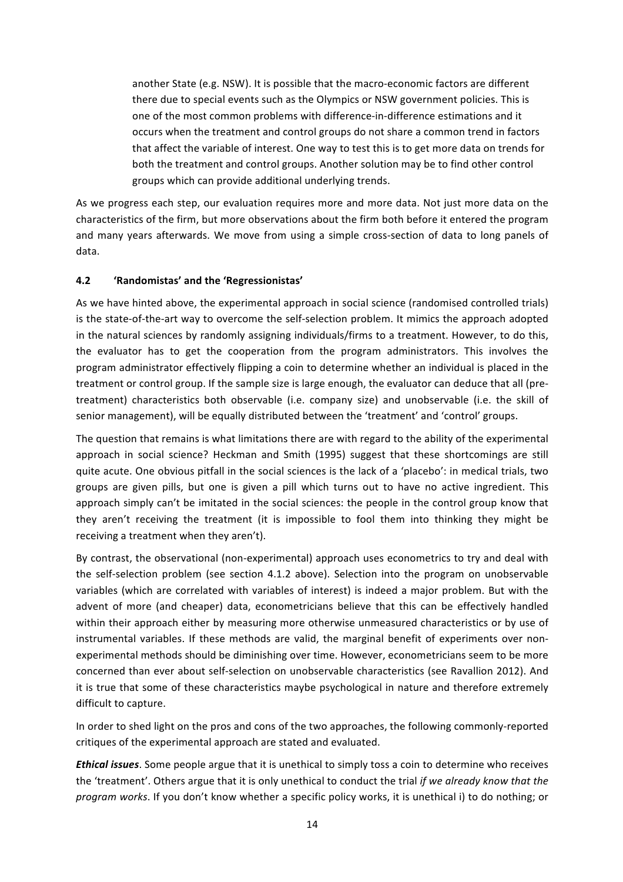another State (e.g. NSW). It is possible that the macro-economic factors are different there due to special events such as the Olympics or NSW government policies. This is one of the most common problems with difference-in-difference estimations and it occurs when the treatment and control groups do not share a common trend in factors that affect the variable of interest. One way to test this is to get more data on trends for both the treatment and control groups. Another solution may be to find other control groups which can provide additional underlying trends.

As we progress each step, our evaluation requires more and more data. Not just more data on the characteristics of the firm, but more observations about the firm both before it entered the program and many years afterwards. We move from using a simple cross-section of data to long panels of data.

### 4.2 'Randomistas' and the 'Regressionistas'

As we have hinted above, the experimental approach in social science (randomised controlled trials) is the state-of-the-art way to overcome the self-selection problem. It mimics the approach adopted in the natural sciences by randomly assigning individuals/firms to a treatment. However, to do this, the evaluator has to get the cooperation from the program administrators. This involves the program administrator effectively flipping a coin to determine whether an individual is placed in the treatment or control group. If the sample size is large enough, the evaluator can deduce that all (pre-treatment) characteristics both observable (i.e. company size) and unobservable (i.e. the skill of senior management), will be equally distributed between the 'treatment' and 'control' groups.

The question that remains is what limitations there are with regard to the ability of the experimental approach in social science? Heckman and Smith (1995) suggest that these shortcomings are still quite acute. One obvious pitfall in the social sciences is the lack of a 'placebo': in medical trials, two groups are given pills, but one is given a pill which turns out to have no active ingredient. This approach simply can't be imitated in the social sciences: the people in the control group know that they aren't receiving the treatment (it is impossible to fool them into thinking they might be receiving a treatment when they aren't).

By contrast, the observational (non-experimental) approach uses econometrics to try and deal with the self-selection problem (see section 4.1.2 above). Selection into the program on unobservable variables (which are correlated with variables of interest) is indeed a major problem. But with the advent of more (and cheaper) data, econometricians believe that this can be effectively handled within their approach either by measuring more otherwise unmeasured characteristics or by use of instrumental variables. If these methods are valid, the marginal benefit of experiments over non-experimental methods should be diminishing over time. However, econometricians seem to be more concerned than ever about self-selection on unobservable characteristics (see Ravallion 2012). And it is true that some of these characteristics maybe psychological in nature and therefore extremely difficult to capture.

In order to shed light on the pros and cons of the two approaches, the following commonly-reported critiques of the experimental approach are stated and evaluated.

***Ethical issues***. Some people argue that it is unethical to simply toss a coin to determine who receives the 'treatment'. Others argue that it is only unethical to conduct the trial *if we already know that the program works*. If you don't know whether a specific policy works, it is unethical i) to do nothing; or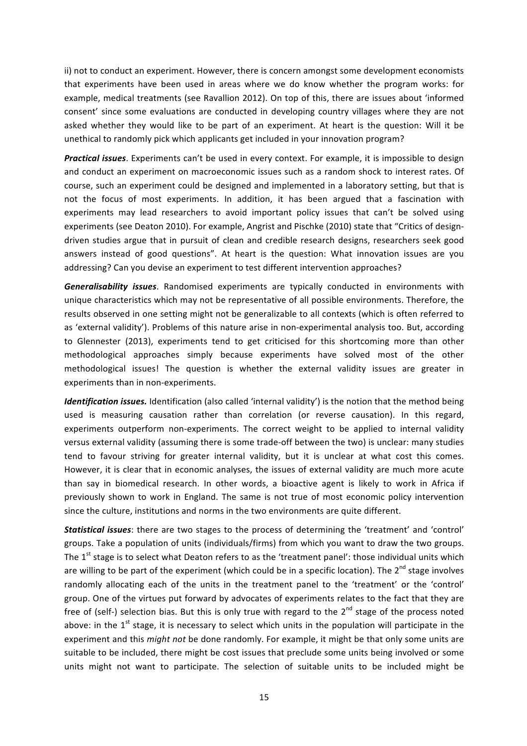ii) not to conduct an experiment. However, there is concern amongst some development economists that experiments have been used in areas where we do know whether the program works: for example, medical treatments (see Ravallion 2012). On top of this, there are issues about 'informed consent' since some evaluations are conducted in developing country villages where they are not asked whether they would like to be part of an experiment. At heart is the question: Will it be unethical to randomly pick which applicants get included in your innovation program?

***Practical issues***. Experiments can't be used in every context. For example, it is impossible to design and conduct an experiment on macroeconomic issues such as a random shock to interest rates. Of course, such an experiment could be designed and implemented in a laboratory setting, but that is not the focus of most experiments. In addition, it has been argued that a fascination with experiments may lead researchers to avoid important policy issues that can't be solved using experiments (see Deaton 2010). For example, Angrist and Pischke (2010) state that "Critics of design-driven studies argue that in pursuit of clean and credible research designs, researchers seek good answers instead of good questions". At heart is the question: What innovation issues are you addressing? Can you devise an experiment to test different intervention approaches?

***Generalisability issues***. Randomised experiments are typically conducted in environments with unique characteristics which may not be representative of all possible environments. Therefore, the results observed in one setting might not be generalizable to all contexts (which is often referred to as 'external validity'). Problems of this nature arise in non-experimental analysis too. But, according to Glennester (2013), experiments tend to get criticised for this shortcoming more than other methodological approaches simply because experiments have solved most of the other methodological issues! The question is whether the external validity issues are greater in experiments than in non-experiments.

***Identification issues.*** Identification (also called 'internal validity') is the notion that the method being used is measuring causation rather than correlation (or reverse causation). In this regard, experiments outperform non-experiments. The correct weight to be applied to internal validity versus external validity (assuming there is some trade-off between the two) is unclear: many studies tend to favour striving for greater internal validity, but it is unclear at what cost this comes. However, it is clear that in economic analyses, the issues of external validity are much more acute than say in biomedical research. In other words, a bioactive agent is likely to work in Africa if previously shown to work in England. The same is not true of most economic policy intervention since the culture, institutions and norms in the two environments are quite different.

***Statistical issues***: there are two stages to the process of determining the 'treatment' and 'control' groups. Take a population of units (individuals/firms) from which you want to draw the two groups. The 1st stage is to select what Deaton refers to as the 'treatment panel': those individual units which are willing to be part of the experiment (which could be in a specific location). The 2nd stage involves randomly allocating each of the units in the treatment panel to the 'treatment' or the 'control' group. One of the virtues put forward by advocates of experiments relates to the fact that they are free of (self-) selection bias. But this is only true with regard to the 2nd stage of the process noted above: in the 1st stage, it is necessary to select which units in the population will participate in the experiment and this *might not* be done randomly. For example, it might be that only some units are suitable to be included, there might be cost issues that preclude some units being involved or some units might not want to participate. The selection of suitable units to be included might be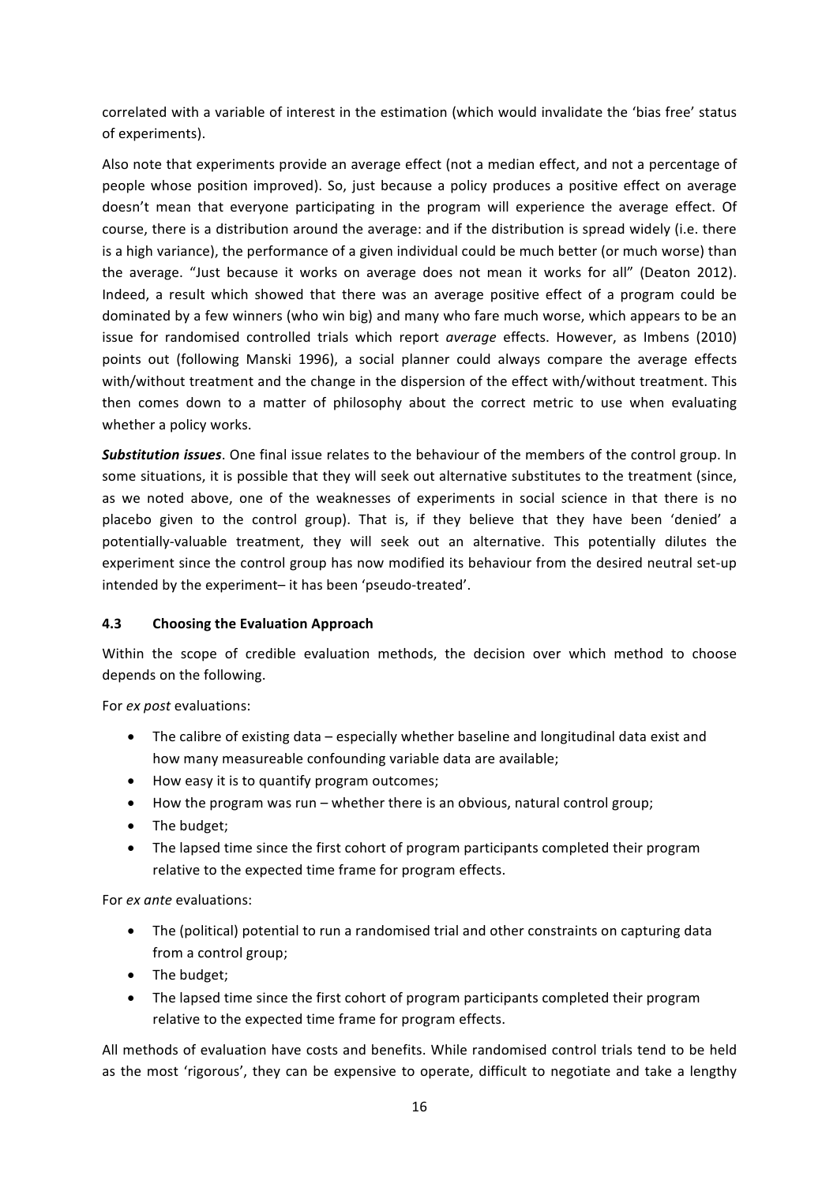correlated with a variable of interest in the estimation (which would invalidate the 'bias free' status of experiments).

Also note that experiments provide an average effect (not a median effect, and not a percentage of people whose position improved). So, just because a policy produces a positive effect on average doesn't mean that everyone participating in the program will experience the average effect. Of course, there is a distribution around the average: and if the distribution is spread widely (i.e. there is a high variance), the performance of a given individual could be much better (or much worse) than the average. "Just because it works on average does not mean it works for all" (Deaton 2012). Indeed, a result which showed that there was an average positive effect of a program could be dominated by a few winners (who win big) and many who fare much worse, which appears to be an issue for randomised controlled trials which report *average* effects. However, as Imbens (2010) points out (following Manski 1996), a social planner could always compare the average effects with/without treatment and the change in the dispersion of the effect with/without treatment. This then comes down to a matter of philosophy about the correct metric to use when evaluating whether a policy works.

***Substitution issues***. One final issue relates to the behaviour of the members of the control group. In some situations, it is possible that they will seek out alternative substitutes to the treatment (since, as we noted above, one of the weaknesses of experiments in social science in that there is no placebo given to the control group). That is, if they believe that they have been 'denied' a potentially-valuable treatment, they will seek out an alternative. This potentially dilutes the experiment since the control group has now modified its behaviour from the desired neutral set-up intended by the experiment– it has been 'pseudo-treated'.

### 4.3 Choosing the Evaluation Approach

Within the scope of credible evaluation methods, the decision over which method to choose depends on the following.

For *ex post* evaluations:

- The calibre of existing data – especially whether baseline and longitudinal data exist and how many measureable confounding variable data are available;
- How easy it is to quantify program outcomes;
- How the program was run – whether there is an obvious, natural control group;
- The budget;
- The lapsed time since the first cohort of program participants completed their program relative to the expected time frame for program effects.

For *ex ante* evaluations:

- The (political) potential to run a randomised trial and other constraints on capturing data from a control group;
- The budget;
- The lapsed time since the first cohort of program participants completed their program relative to the expected time frame for program effects.

All methods of evaluation have costs and benefits. While randomised control trials tend to be held as the most 'rigorous', they can be expensive to operate, difficult to negotiate and take a lengthy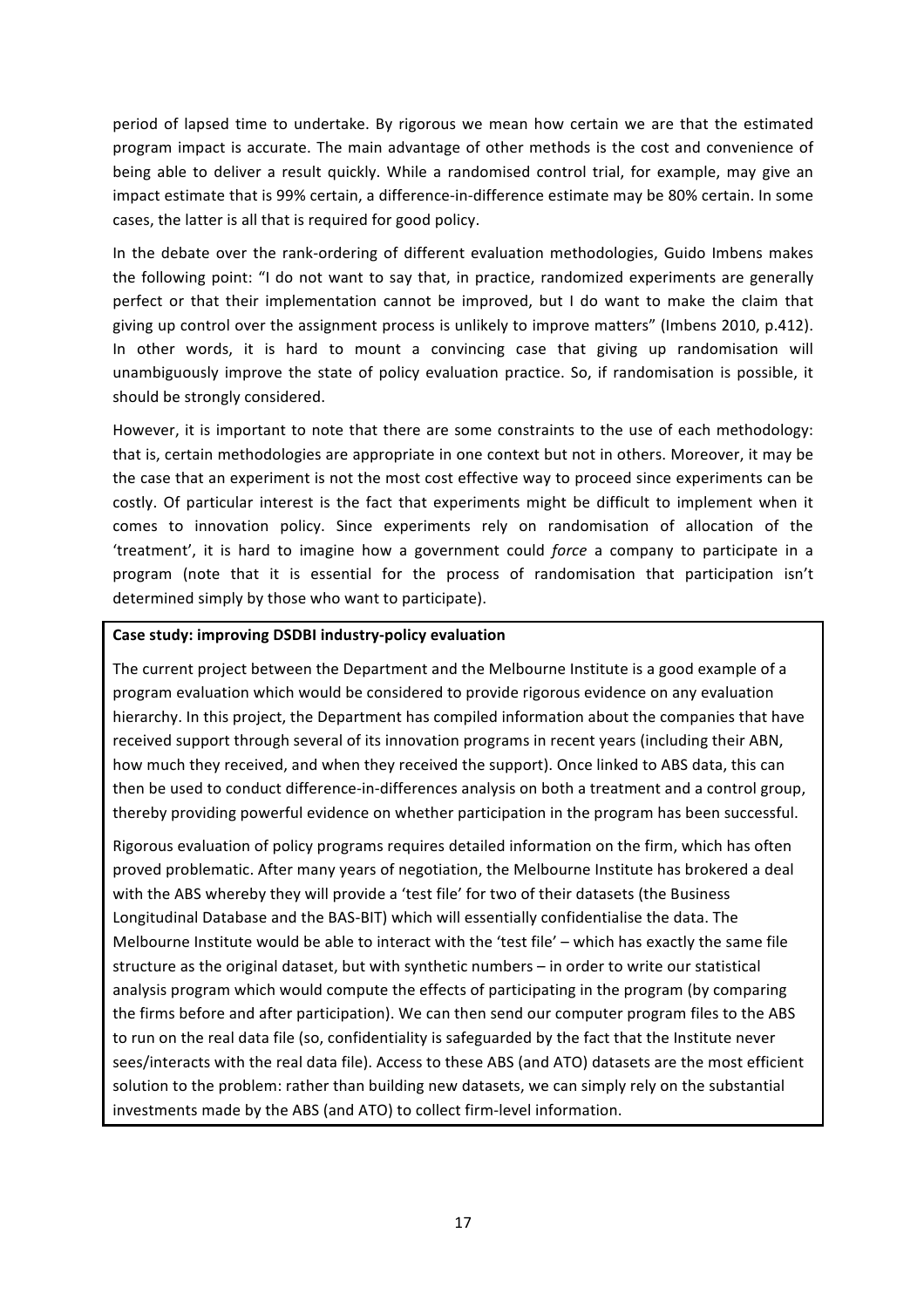period of lapsed time to undertake. By rigorous we mean how certain we are that the estimated program impact is accurate. The main advantage of other methods is the cost and convenience of being able to deliver a result quickly. While a randomised control trial, for example, may give an impact estimate that is 99% certain, a difference-in-difference estimate may be 80% certain. In some cases, the latter is all that is required for good policy.

In the debate over the rank-ordering of different evaluation methodologies, Guido Imbens makes the following point: "I do not want to say that, in practice, randomized experiments are generally perfect or that their implementation cannot be improved, but I do want to make the claim that giving up control over the assignment process is unlikely to improve matters" (Imbens 2010, p.412). In other words, it is hard to mount a convincing case that giving up randomisation will unambiguously improve the state of policy evaluation practice. So, if randomisation is possible, it should be strongly considered.

However, it is important to note that there are some constraints to the use of each methodology: that is, certain methodologies are appropriate in one context but not in others. Moreover, it may be the case that an experiment is not the most cost effective way to proceed since experiments can be costly. Of particular interest is the fact that experiments might be difficult to implement when it comes to innovation policy. Since experiments rely on randomisation of allocation of the 'treatment', it is hard to imagine how a government could *force* a company to participate in a program (note that it is essential for the process of randomisation that participation isn't determined simply by those who want to participate).

**Case study: improving DSDBI industry-policy evaluation**

The current project between the Department and the Melbourne Institute is a good example of a program evaluation which would be considered to provide rigorous evidence on any evaluation hierarchy. In this project, the Department has compiled information about the companies that have received support through several of its innovation programs in recent years (including their ABN, how much they received, and when they received the support). Once linked to ABS data, this can then be used to conduct difference-in-differences analysis on both a treatment and a control group, thereby providing powerful evidence on whether participation in the program has been successful.

Rigorous evaluation of policy programs requires detailed information on the firm, which has often proved problematic. After many years of negotiation, the Melbourne Institute has brokered a deal with the ABS whereby they will provide a 'test file' for two of their datasets (the Business Longitudinal Database and the BAS-BIT) which will essentially confidentialise the data. The Melbourne Institute would be able to interact with the 'test file' – which has exactly the same file structure as the original dataset, but with synthetic numbers – in order to write our statistical analysis program which would compute the effects of participating in the program (by comparing the firms before and after participation). We can then send our computer program files to the ABS to run on the real data file (so, confidentiality is safeguarded by the fact that the Institute never sees/interacts with the real data file). Access to these ABS (and ATO) datasets are the most efficient solution to the problem: rather than building new datasets, we can simply rely on the substantial investments made by the ABS (and ATO) to collect firm-level information.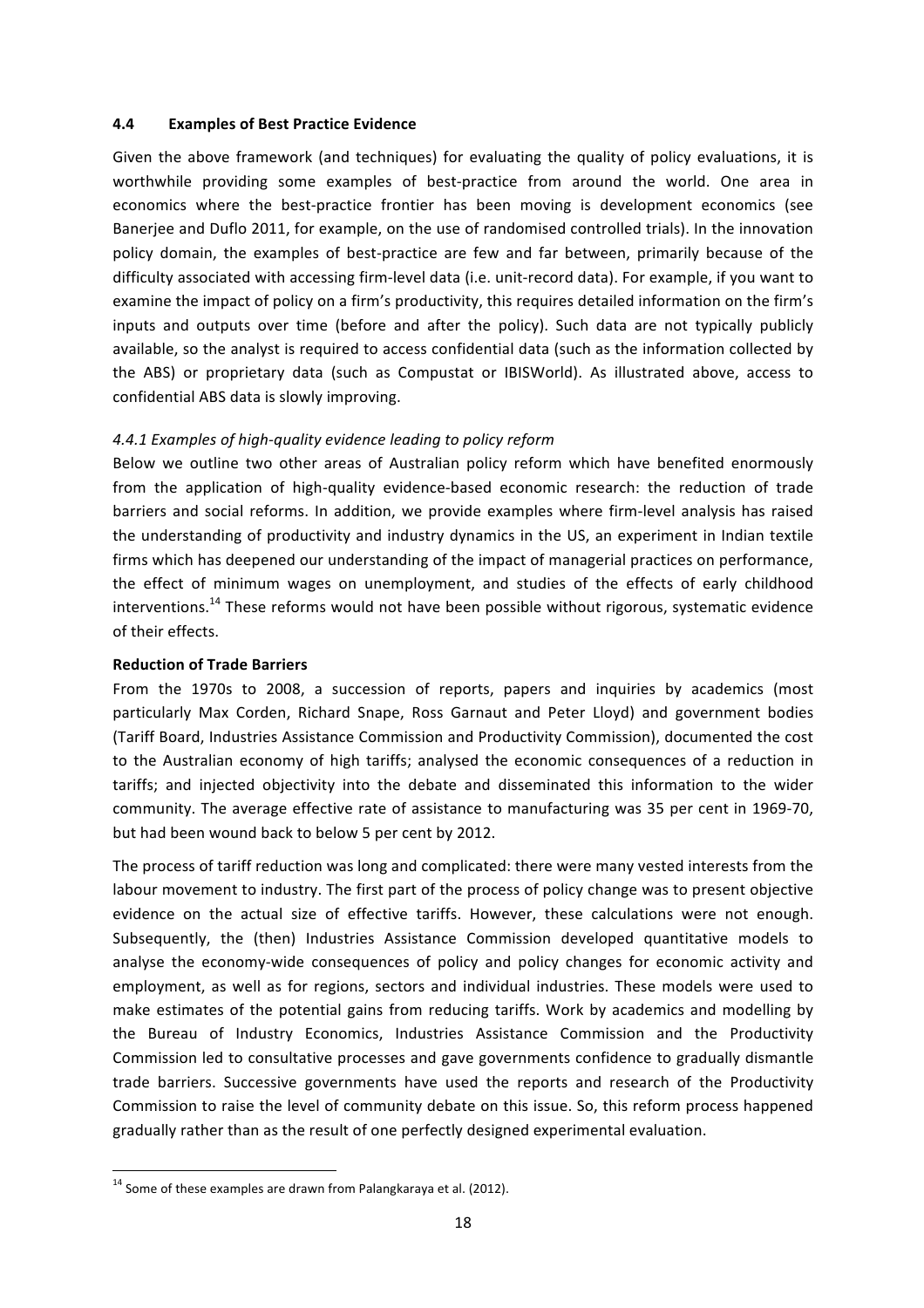## 4.4 Examples of Best Practice Evidence

Given the above framework (and techniques) for evaluating the quality of policy evaluations, it is worthwhile providing some examples of best-practice from around the world. One area in economics where the best-practice frontier has been moving is development economics (see Banerjee and Duflo 2011, for example, on the use of randomised controlled trials). In the innovation policy domain, the examples of best-practice are few and far between, primarily because of the difficulty associated with accessing firm-level data (i.e. unit-record data). For example, if you want to examine the impact of policy on a firm's productivity, this requires detailed information on the firm's inputs and outputs over time (before and after the policy). Such data are not typically publicly available, so the analyst is required to access confidential data (such as the information collected by the ABS) or proprietary data (such as Compustat or IBISWorld). As illustrated above, access to confidential ABS data is slowly improving.

### *4.4.1 Examples of high-quality evidence leading to policy reform*

Below we outline two other areas of Australian policy reform which have benefited enormously from the application of high-quality evidence-based economic research: the reduction of trade barriers and social reforms. In addition, we provide examples where firm-level analysis has raised the understanding of productivity and industry dynamics in the US, an experiment in Indian textile firms which has deepened our understanding of the impact of managerial practices on performance, the effect of minimum wages on unemployment, and studies of the effects of early childhood interventions.[14] These reforms would not have been possible without rigorous, systematic evidence of their effects.

**Reduction of Trade Barriers**

From the 1970s to 2008, a succession of reports, papers and inquiries by academics (most particularly Max Corden, Richard Snape, Ross Garnaut and Peter Lloyd) and government bodies (Tariff Board, Industries Assistance Commission and Productivity Commission), documented the cost to the Australian economy of high tariffs; analysed the economic consequences of a reduction in tariffs; and injected objectivity into the debate and disseminated this information to the wider community. The average effective rate of assistance to manufacturing was 35 per cent in 1969-70, but had been wound back to below 5 per cent by 2012.

The process of tariff reduction was long and complicated: there were many vested interests from the labour movement to industry. The first part of the process of policy change was to present objective evidence on the actual size of effective tariffs. However, these calculations were not enough. Subsequently, the (then) Industries Assistance Commission developed quantitative models to analyse the economy-wide consequences of policy and policy changes for economic activity and employment, as well as for regions, sectors and individual industries. These models were used to make estimates of the potential gains from reducing tariffs. Work by academics and modelling by the Bureau of Industry Economics, Industries Assistance Commission and the Productivity Commission led to consultative processes and gave governments confidence to gradually dismantle trade barriers. Successive governments have used the reports and research of the Productivity Commission to raise the level of community debate on this issue. So, this reform process happened gradually rather than as the result of one perfectly designed experimental evaluation.

---

[14] Some of these examples are drawn from Palangkaraya et al. (2012).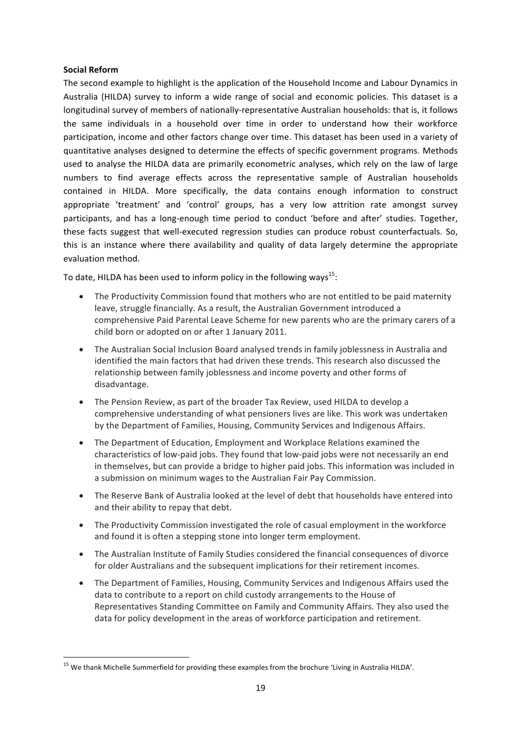**Social Reform**

The second example to highlight is the application of the Household Income and Labour Dynamics in Australia (HILDA) survey to inform a wide range of social and economic policies. This dataset is a longitudinal survey of members of nationally-representative Australian households: that is, it follows the same individuals in a household over time in order to understand how their workforce participation, income and other factors change over time. This dataset has been used in a variety of quantitative analyses designed to determine the effects of specific government programs. Methods used to analyse the HILDA data are primarily econometric analyses, which rely on the law of large numbers to find average effects across the representative sample of Australian households contained in HILDA. More specifically, the data contains enough information to construct appropriate 'treatment' and 'control' groups, has a very low attrition rate amongst survey participants, and has a long-enough time period to conduct 'before and after' studies. Together, these facts suggest that well-executed regression studies can produce robust counterfactuals. So, this is an instance where there availability and quality of data largely determine the appropriate evaluation method.

To date, HILDA has been used to inform policy in the following ways[15]:

- The Productivity Commission found that mothers who are not entitled to be paid maternity leave, struggle financially. As a result, the Australian Government introduced a comprehensive Paid Parental Leave Scheme for new parents who are the primary carers of a child born or adopted on or after 1 January 2011.
- The Australian Social Inclusion Board analysed trends in family joblessness in Australia and identified the main factors that had driven these trends. This research also discussed the relationship between family joblessness and income poverty and other forms of disadvantage.
- The Pension Review, as part of the broader Tax Review, used HILDA to develop a comprehensive understanding of what pensioners lives are like. This work was undertaken by the Department of Families, Housing, Community Services and Indigenous Affairs.
- The Department of Education, Employment and Workplace Relations examined the characteristics of low-paid jobs. They found that low-paid jobs were not necessarily an end in themselves, but can provide a bridge to higher paid jobs. This information was included in a submission on minimum wages to the Australian Fair Pay Commission.
- The Reserve Bank of Australia looked at the level of debt that households have entered into and their ability to repay that debt.
- The Productivity Commission investigated the role of casual employment in the workforce and found it is often a stepping stone into longer term employment.
- The Australian Institute of Family Studies considered the financial consequences of divorce for older Australians and the subsequent implications for their retirement incomes.
- The Department of Families, Housing, Community Services and Indigenous Affairs used the data to contribute to a report on child custody arrangements to the House of Representatives Standing Committee on Family and Community Affairs. They also used the data for policy development in the areas of workforce participation and retirement.

[15] We thank Michelle Summerfield for providing these examples from the brochure 'Living in Australia HILDA'.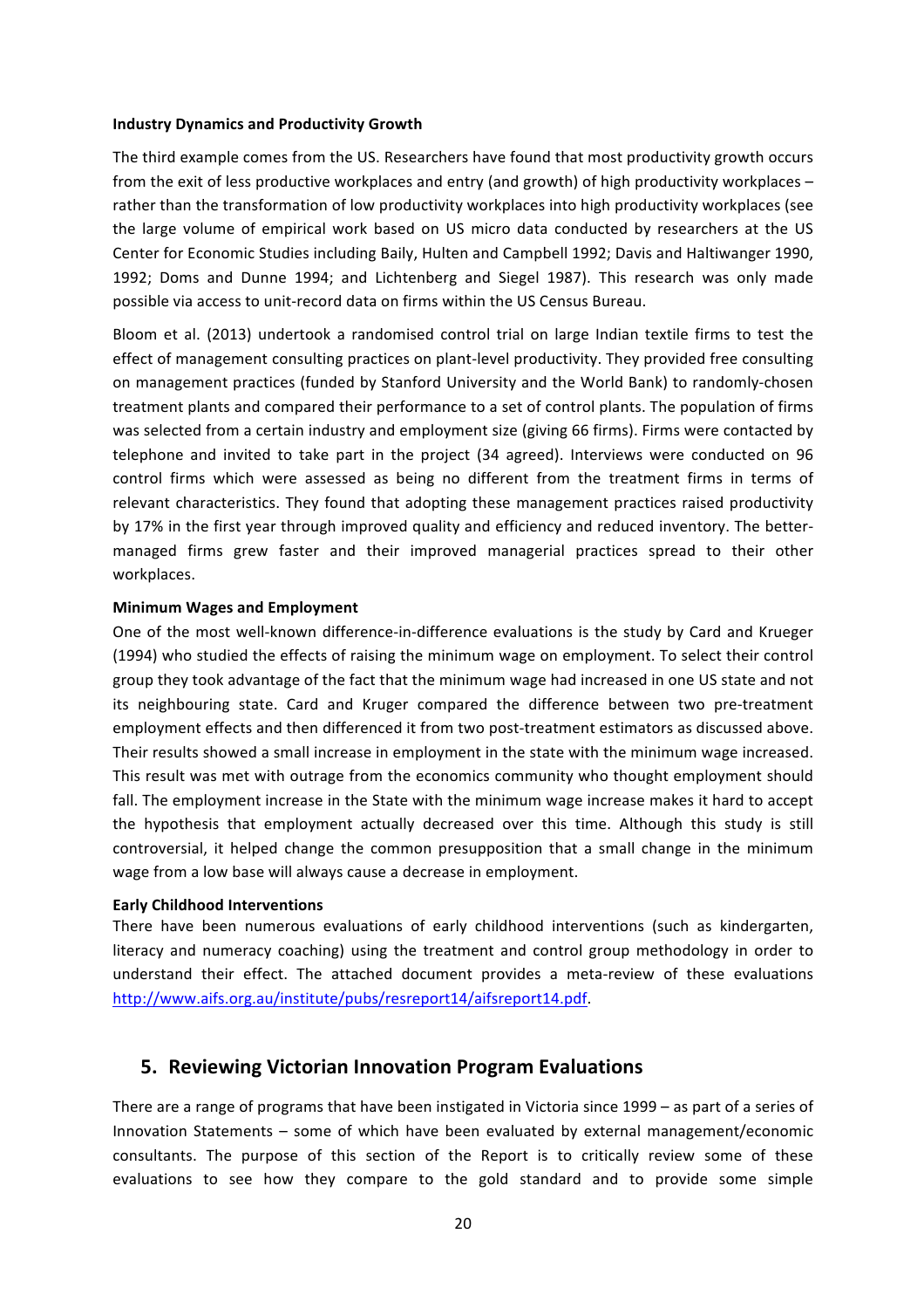**Industry Dynamics and Productivity Growth**

The third example comes from the US. Researchers have found that most productivity growth occurs from the exit of less productive workplaces and entry (and growth) of high productivity workplaces – rather than the transformation of low productivity workplaces into high productivity workplaces (see the large volume of empirical work based on US micro data conducted by researchers at the US Center for Economic Studies including Baily, Hulten and Campbell 1992; Davis and Haltiwanger 1990, 1992; Doms and Dunne 1994; and Lichtenberg and Siegel 1987). This research was only made possible via access to unit-record data on firms within the US Census Bureau.

Bloom et al. (2013) undertook a randomised control trial on large Indian textile firms to test the effect of management consulting practices on plant-level productivity. They provided free consulting on management practices (funded by Stanford University and the World Bank) to randomly-chosen treatment plants and compared their performance to a set of control plants. The population of firms was selected from a certain industry and employment size (giving 66 firms). Firms were contacted by telephone and invited to take part in the project (34 agreed). Interviews were conducted on 96 control firms which were assessed as being no different from the treatment firms in terms of relevant characteristics. They found that adopting these management practices raised productivity by 17% in the first year through improved quality and efficiency and reduced inventory. The better-managed firms grew faster and their improved managerial practices spread to their other workplaces.

**Minimum Wages and Employment**

One of the most well-known difference-in-difference evaluations is the study by Card and Krueger (1994) who studied the effects of raising the minimum wage on employment. To select their control group they took advantage of the fact that the minimum wage had increased in one US state and not its neighbouring state. Card and Kruger compared the difference between two pre-treatment employment effects and then differenced it from two post-treatment estimators as discussed above. Their results showed a small increase in employment in the state with the minimum wage increased. This result was met with outrage from the economics community who thought employment should fall. The employment increase in the State with the minimum wage increase makes it hard to accept the hypothesis that employment actually decreased over this time. Although this study is still controversial, it helped change the common presupposition that a small change in the minimum wage from a low base will always cause a decrease in employment.

**Early Childhood Interventions**

There have been numerous evaluations of early childhood interventions (such as kindergarten, literacy and numeracy coaching) using the treatment and control group methodology in order to understand their effect. The attached document provides a meta-review of these evaluations http://www.aifs.org.au/institute/pubs/resreport14/aifsreport14.pdf.

## 5. Reviewing Victorian Innovation Program Evaluations

There are a range of programs that have been instigated in Victoria since 1999 – as part of a series of Innovation Statements – some of which have been evaluated by external management/economic consultants. The purpose of this section of the Report is to critically review some of these evaluations to see how they compare to the gold standard and to provide some simple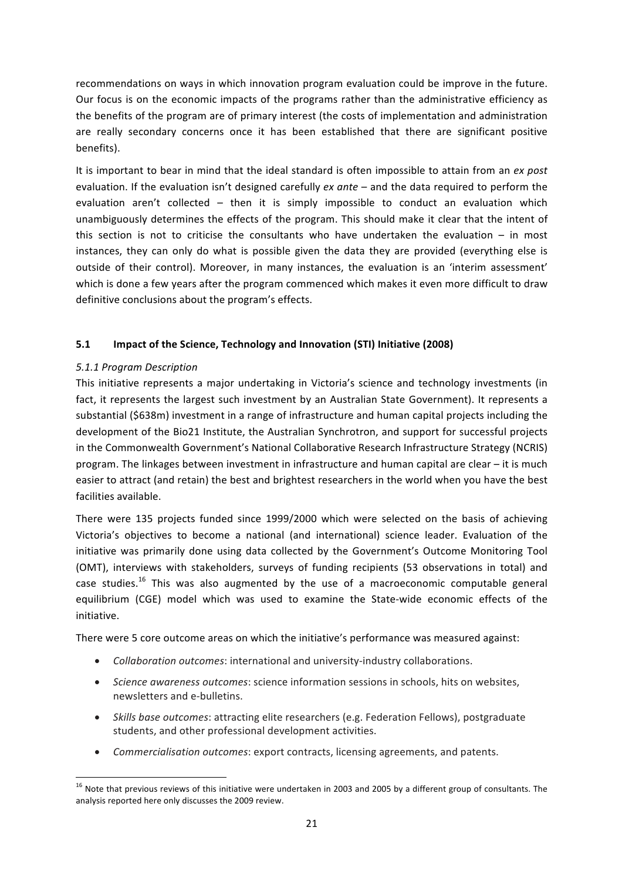recommendations on ways in which innovation program evaluation could be improve in the future. Our focus is on the economic impacts of the programs rather than the administrative efficiency as the benefits of the program are of primary interest (the costs of implementation and administration are really secondary concerns once it has been established that there are significant positive benefits).

It is important to bear in mind that the ideal standard is often impossible to attain from an *ex post* evaluation. If the evaluation isn't designed carefully *ex ante* – and the data required to perform the evaluation aren't collected – then it is simply impossible to conduct an evaluation which unambiguously determines the effects of the program. This should make it clear that the intent of this section is not to criticise the consultants who have undertaken the evaluation – in most instances, they can only do what is possible given the data they are provided (everything else is outside of their control). Moreover, in many instances, the evaluation is an 'interim assessment' which is done a few years after the program commenced which makes it even more difficult to draw definitive conclusions about the program's effects.

### 5.1 Impact of the Science, Technology and Innovation (STI) Initiative (2008)

#### *5.1.1 Program Description*

This initiative represents a major undertaking in Victoria's science and technology investments (in fact, it represents the largest such investment by an Australian State Government). It represents a substantial ($638m) investment in a range of infrastructure and human capital projects including the development of the Bio21 Institute, the Australian Synchrotron, and support for successful projects in the Commonwealth Government's National Collaborative Research Infrastructure Strategy (NCRIS) program. The linkages between investment in infrastructure and human capital are clear – it is much easier to attract (and retain) the best and brightest researchers in the world when you have the best facilities available.

There were 135 projects funded since 1999/2000 which were selected on the basis of achieving Victoria's objectives to become a national (and international) science leader. Evaluation of the initiative was primarily done using data collected by the Government's Outcome Monitoring Tool (OMT), interviews with stakeholders, surveys of funding recipients (53 observations in total) and case studies.[16] This was also augmented by the use of a macroeconomic computable general equilibrium (CGE) model which was used to examine the State-wide economic effects of the initiative.

There were 5 core outcome areas on which the initiative's performance was measured against:

- *Collaboration outcomes*: international and university-industry collaborations.
- *Science awareness outcomes*: science information sessions in schools, hits on websites, newsletters and e-bulletins.
- *Skills base outcomes*: attracting elite researchers (e.g. Federation Fellows), postgraduate students, and other professional development activities.
- *Commercialisation outcomes*: export contracts, licensing agreements, and patents.

[16] Note that previous reviews of this initiative were undertaken in 2003 and 2005 by a different group of consultants. The analysis reported here only discusses the 2009 review.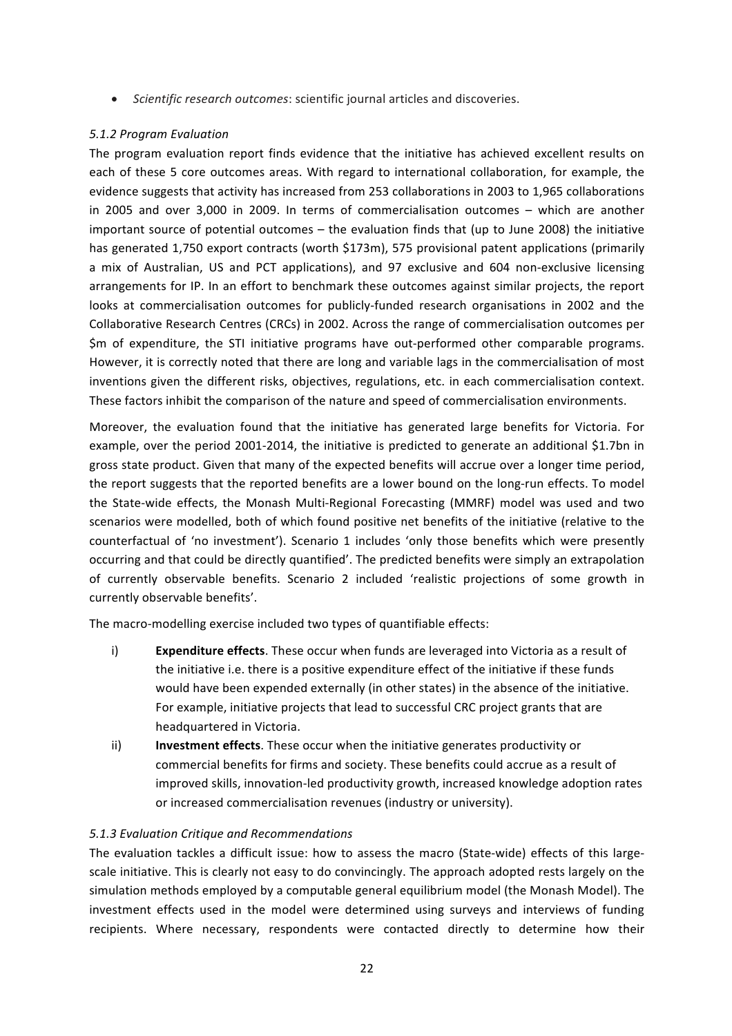- *Scientific research outcomes*: scientific journal articles and discoveries.

*5.1.2 Program Evaluation*

The program evaluation report finds evidence that the initiative has achieved excellent results on each of these 5 core outcomes areas. With regard to international collaboration, for example, the evidence suggests that activity has increased from 253 collaborations in 2003 to 1,965 collaborations in 2005 and over 3,000 in 2009. In terms of commercialisation outcomes – which are another important source of potential outcomes – the evaluation finds that (up to June 2008) the initiative has generated 1,750 export contracts (worth $173m), 575 provisional patent applications (primarily a mix of Australian, US and PCT applications), and 97 exclusive and 604 non-exclusive licensing arrangements for IP. In an effort to benchmark these outcomes against similar projects, the report looks at commercialisation outcomes for publicly-funded research organisations in 2002 and the Collaborative Research Centres (CRCs) in 2002. Across the range of commercialisation outcomes per $m of expenditure, the STI initiative programs have out-performed other comparable programs. However, it is correctly noted that there are long and variable lags in the commercialisation of most inventions given the different risks, objectives, regulations, etc. in each commercialisation context. These factors inhibit the comparison of the nature and speed of commercialisation environments.

Moreover, the evaluation found that the initiative has generated large benefits for Victoria. For example, over the period 2001-2014, the initiative is predicted to generate an additional $1.7bn in gross state product. Given that many of the expected benefits will accrue over a longer time period, the report suggests that the reported benefits are a lower bound on the long-run effects. To model the State-wide effects, the Monash Multi-Regional Forecasting (MMRF) model was used and two scenarios were modelled, both of which found positive net benefits of the initiative (relative to the counterfactual of 'no investment'). Scenario 1 includes 'only those benefits which were presently occurring and that could be directly quantified'. The predicted benefits were simply an extrapolation of currently observable benefits. Scenario 2 included 'realistic projections of some growth in currently observable benefits'.

The macro-modelling exercise included two types of quantifiable effects:

i) **Expenditure effects**. These occur when funds are leveraged into Victoria as a result of the initiative i.e. there is a positive expenditure effect of the initiative if these funds would have been expended externally (in other states) in the absence of the initiative. For example, initiative projects that lead to successful CRC project grants that are headquartered in Victoria.

ii) **Investment effects**. These occur when the initiative generates productivity or commercial benefits for firms and society. These benefits could accrue as a result of improved skills, innovation-led productivity growth, increased knowledge adoption rates or increased commercialisation revenues (industry or university).

*5.1.3 Evaluation Critique and Recommendations*

The evaluation tackles a difficult issue: how to assess the macro (State-wide) effects of this large-scale initiative. This is clearly not easy to do convincingly. The approach adopted rests largely on the simulation methods employed by a computable general equilibrium model (the Monash Model). The investment effects used in the model were determined using surveys and interviews of funding recipients. Where necessary, respondents were contacted directly to determine how their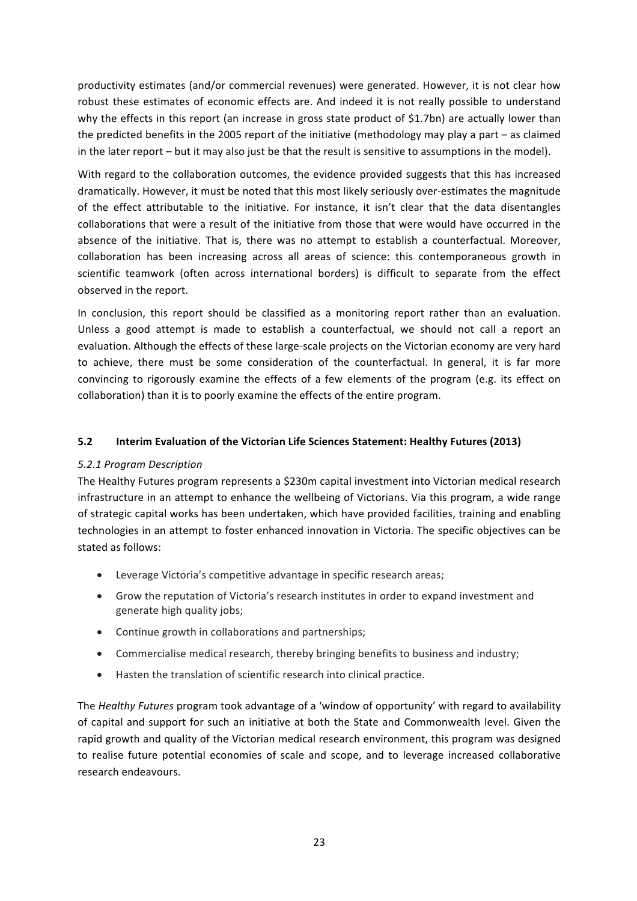productivity estimates (and/or commercial revenues) were generated. However, it is not clear how robust these estimates of economic effects are. And indeed it is not really possible to understand why the effects in this report (an increase in gross state product of $1.7bn) are actually lower than the predicted benefits in the 2005 report of the initiative (methodology may play a part – as claimed in the later report – but it may also just be that the result is sensitive to assumptions in the model).

With regard to the collaboration outcomes, the evidence provided suggests that this has increased dramatically. However, it must be noted that this most likely seriously over-estimates the magnitude of the effect attributable to the initiative. For instance, it isn't clear that the data disentangles collaborations that were a result of the initiative from those that were would have occurred in the absence of the initiative. That is, there was no attempt to establish a counterfactual. Moreover, collaboration has been increasing across all areas of science: this contemporaneous growth in scientific teamwork (often across international borders) is difficult to separate from the effect observed in the report.

In conclusion, this report should be classified as a monitoring report rather than an evaluation. Unless a good attempt is made to establish a counterfactual, we should not call a report an evaluation. Although the effects of these large-scale projects on the Victorian economy are very hard to achieve, there must be some consideration of the counterfactual. In general, it is far more convincing to rigorously examine the effects of a few elements of the program (e.g. its effect on collaboration) than it is to poorly examine the effects of the entire program.

## 5.2 Interim Evaluation of the Victorian Life Sciences Statement: Healthy Futures (2013)

### *5.2.1 Program Description*

The Healthy Futures program represents a $230m capital investment into Victorian medical research infrastructure in an attempt to enhance the wellbeing of Victorians. Via this program, a wide range of strategic capital works has been undertaken, which have provided facilities, training and enabling technologies in an attempt to foster enhanced innovation in Victoria. The specific objectives can be stated as follows:

- Leverage Victoria's competitive advantage in specific research areas;
- Grow the reputation of Victoria's research institutes in order to expand investment and generate high quality jobs;
- Continue growth in collaborations and partnerships;
- Commercialise medical research, thereby bringing benefits to business and industry;
- Hasten the translation of scientific research into clinical practice.

The *Healthy Futures* program took advantage of a 'window of opportunity' with regard to availability of capital and support for such an initiative at both the State and Commonwealth level. Given the rapid growth and quality of the Victorian medical research environment, this program was designed to realise future potential economies of scale and scope, and to leverage increased collaborative research endeavours.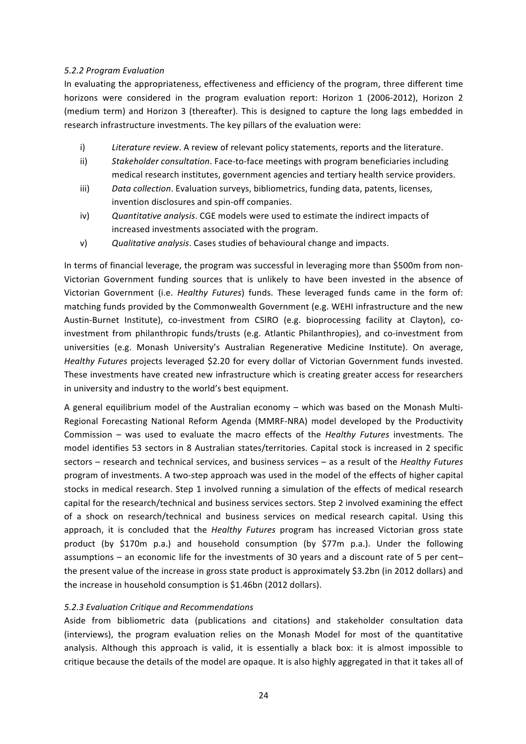*5.2.2 Program Evaluation*

In evaluating the appropriateness, effectiveness and efficiency of the program, three different time horizons were considered in the program evaluation report: Horizon 1 (2006-2012), Horizon 2 (medium term) and Horizon 3 (thereafter). This is designed to capture the long lags embedded in research infrastructure investments. The key pillars of the evaluation were:

i) *Literature review*. A review of relevant policy statements, reports and the literature.
ii) *Stakeholder consultation*. Face-to-face meetings with program beneficiaries including medical research institutes, government agencies and tertiary health service providers.
iii) *Data collection*. Evaluation surveys, bibliometrics, funding data, patents, licenses, invention disclosures and spin-off companies.
iv) *Quantitative analysis*. CGE models were used to estimate the indirect impacts of increased investments associated with the program.
v) *Qualitative analysis*. Cases studies of behavioural change and impacts.

In terms of financial leverage, the program was successful in leveraging more than $500m from non-Victorian Government funding sources that is unlikely to have been invested in the absence of Victorian Government (i.e. *Healthy Futures*) funds. These leveraged funds came in the form of: matching funds provided by the Commonwealth Government (e.g. WEHI infrastructure and the new Austin-Burnet Institute), co-investment from CSIRO (e.g. bioprocessing facility at Clayton), co-investment from philanthropic funds/trusts (e.g. Atlantic Philanthropies), and co-investment from universities (e.g. Monash University's Australian Regenerative Medicine Institute). On average, *Healthy Futures* projects leveraged $2.20 for every dollar of Victorian Government funds invested. These investments have created new infrastructure which is creating greater access for researchers in university and industry to the world's best equipment.

A general equilibrium model of the Australian economy – which was based on the Monash Multi-Regional Forecasting National Reform Agenda (MMRF-NRA) model developed by the Productivity Commission – was used to evaluate the macro effects of the *Healthy Futures* investments. The model identifies 53 sectors in 8 Australian states/territories. Capital stock is increased in 2 specific sectors – research and technical services, and business services – as a result of the *Healthy Futures* program of investments. A two-step approach was used in the model of the effects of higher capital stocks in medical research. Step 1 involved running a simulation of the effects of medical research capital for the research/technical and business services sectors. Step 2 involved examining the effect of a shock on research/technical and business services on medical research capital. Using this approach, it is concluded that the *Healthy Futures* program has increased Victorian gross state product (by $170m p.a.) and household consumption (by $77m p.a.). Under the following assumptions – an economic life for the investments of 30 years and a discount rate of 5 per cent– the present value of the increase in gross state product is approximately $3.2bn (in 2012 dollars) and the increase in household consumption is $1.46bn (2012 dollars).

*5.2.3 Evaluation Critique and Recommendations*

Aside from bibliometric data (publications and citations) and stakeholder consultation data (interviews), the program evaluation relies on the Monash Model for most of the quantitative analysis. Although this approach is valid, it is essentially a black box: it is almost impossible to critique because the details of the model are opaque. It is also highly aggregated in that it takes all of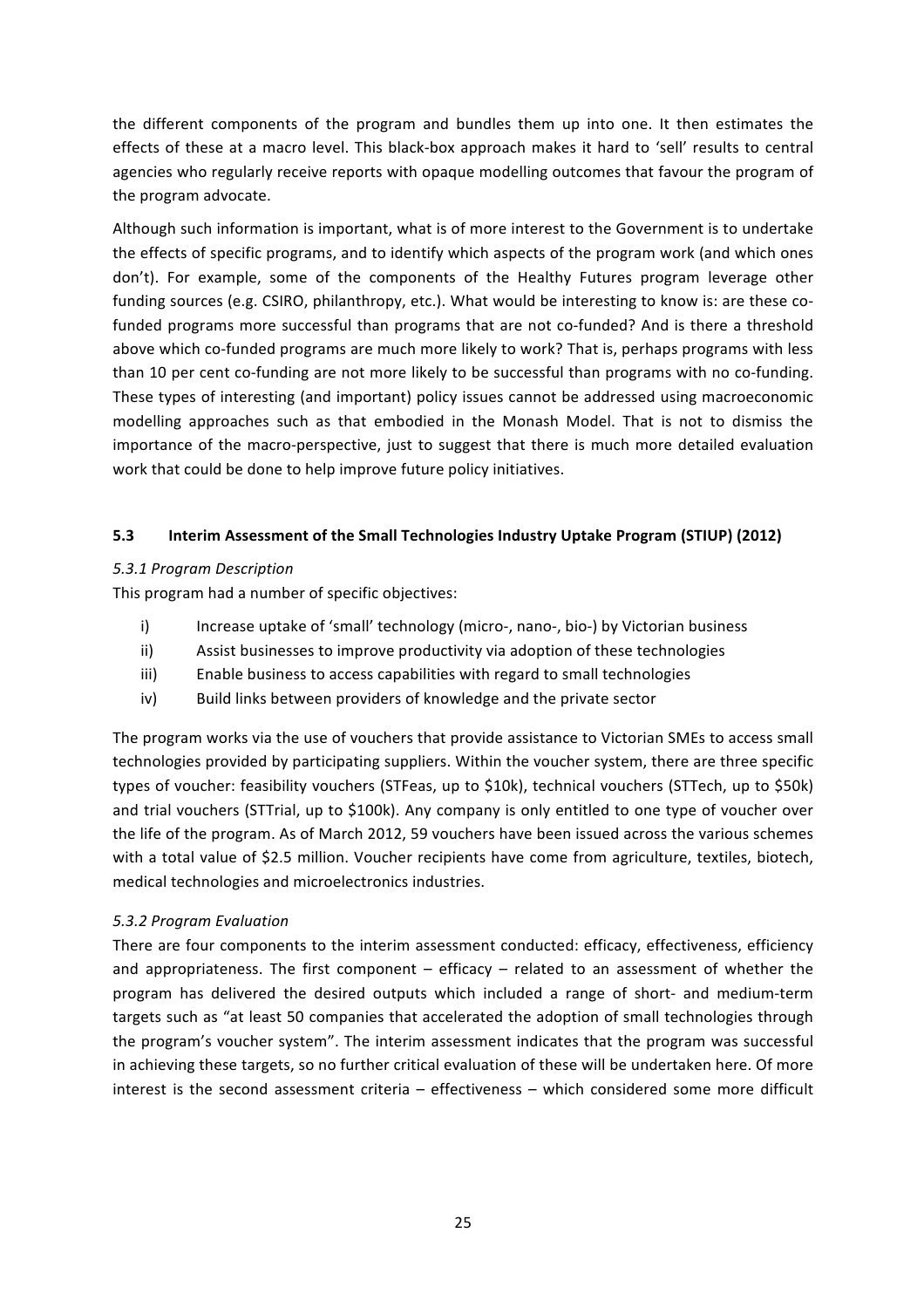the different components of the program and bundles them up into one. It then estimates the effects of these at a macro level. This black-box approach makes it hard to 'sell' results to central agencies who regularly receive reports with opaque modelling outcomes that favour the program of the program advocate.

Although such information is important, what is of more interest to the Government is to undertake the effects of specific programs, and to identify which aspects of the program work (and which ones don't). For example, some of the components of the Healthy Futures program leverage other funding sources (e.g. CSIRO, philanthropy, etc.). What would be interesting to know is: are these co-funded programs more successful than programs that are not co-funded? And is there a threshold above which co-funded programs are much more likely to work? That is, perhaps programs with less than 10 per cent co-funding are not more likely to be successful than programs with no co-funding. These types of interesting (and important) policy issues cannot be addressed using macroeconomic modelling approaches such as that embodied in the Monash Model. That is not to dismiss the importance of the macro-perspective, just to suggest that there is much more detailed evaluation work that could be done to help improve future policy initiatives.

### 5.3 Interim Assessment of the Small Technologies Industry Uptake Program (STIUP) (2012)

*5.3.1 Program Description*

This program had a number of specific objectives:

- i) Increase uptake of 'small' technology (micro-, nano-, bio-) by Victorian business
- ii) Assist businesses to improve productivity via adoption of these technologies
- iii) Enable business to access capabilities with regard to small technologies
- iv) Build links between providers of knowledge and the private sector

The program works via the use of vouchers that provide assistance to Victorian SMEs to access small technologies provided by participating suppliers. Within the voucher system, there are three specific types of voucher: feasibility vouchers (STFeas, up to $10k), technical vouchers (STTech, up to $50k) and trial vouchers (STTrial, up to $100k). Any company is only entitled to one type of voucher over the life of the program. As of March 2012, 59 vouchers have been issued across the various schemes with a total value of $2.5 million. Voucher recipients have come from agriculture, textiles, biotech, medical technologies and microelectronics industries.

*5.3.2 Program Evaluation*

There are four components to the interim assessment conducted: efficacy, effectiveness, efficiency and appropriateness. The first component – efficacy – related to an assessment of whether the program has delivered the desired outputs which included a range of short- and medium-term targets such as "at least 50 companies that accelerated the adoption of small technologies through the program's voucher system". The interim assessment indicates that the program was successful in achieving these targets, so no further critical evaluation of these will be undertaken here. Of more interest is the second assessment criteria – effectiveness – which considered some more difficult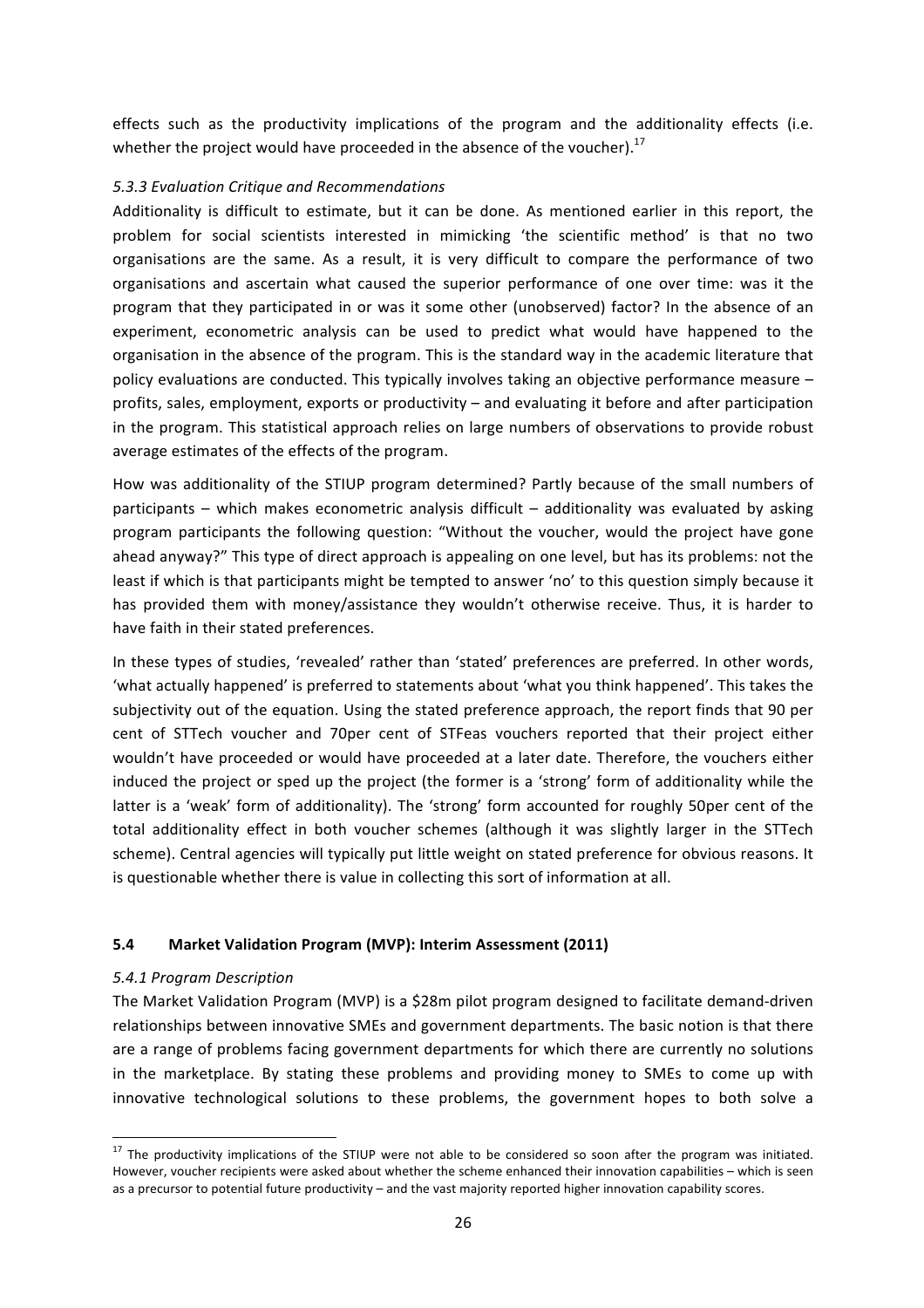effects such as the productivity implications of the program and the additionality effects (i.e. whether the project would have proceeded in the absence of the voucher).[17]

### *5.3.3 Evaluation Critique and Recommendations*

Additionality is difficult to estimate, but it can be done. As mentioned earlier in this report, the problem for social scientists interested in mimicking 'the scientific method' is that no two organisations are the same. As a result, it is very difficult to compare the performance of two organisations and ascertain what caused the superior performance of one over time: was it the program that they participated in or was it some other (unobserved) factor? In the absence of an experiment, econometric analysis can be used to predict what would have happened to the organisation in the absence of the program. This is the standard way in the academic literature that policy evaluations are conducted. This typically involves taking an objective performance measure – profits, sales, employment, exports or productivity – and evaluating it before and after participation in the program. This statistical approach relies on large numbers of observations to provide robust average estimates of the effects of the program.

How was additionality of the STIUP program determined? Partly because of the small numbers of participants – which makes econometric analysis difficult – additionality was evaluated by asking program participants the following question: "Without the voucher, would the project have gone ahead anyway?" This type of direct approach is appealing on one level, but has its problems: not the least if which is that participants might be tempted to answer 'no' to this question simply because it has provided them with money/assistance they wouldn't otherwise receive. Thus, it is harder to have faith in their stated preferences.

In these types of studies, 'revealed' rather than 'stated' preferences are preferred. In other words, 'what actually happened' is preferred to statements about 'what you think happened'. This takes the subjectivity out of the equation. Using the stated preference approach, the report finds that 90 per cent of STTech voucher and 70per cent of STFeas vouchers reported that their project either wouldn't have proceeded or would have proceeded at a later date. Therefore, the vouchers either induced the project or sped up the project (the former is a 'strong' form of additionality while the latter is a 'weak' form of additionality). The 'strong' form accounted for roughly 50per cent of the total additionality effect in both voucher schemes (although it was slightly larger in the STTech scheme). Central agencies will typically put little weight on stated preference for obvious reasons. It is questionable whether there is value in collecting this sort of information at all.

## 5.4 Market Validation Program (MVP): Interim Assessment (2011)

### *5.4.1 Program Description*

The Market Validation Program (MVP) is a $28m pilot program designed to facilitate demand-driven relationships between innovative SMEs and government departments. The basic notion is that there are a range of problems facing government departments for which there are currently no solutions in the marketplace. By stating these problems and providing money to SMEs to come up with innovative technological solutions to these problems, the government hopes to both solve a

---

[17] The productivity implications of the STIUP were not able to be considered so soon after the program was initiated. However, voucher recipients were asked about whether the scheme enhanced their innovation capabilities – which is seen as a precursor to potential future productivity – and the vast majority reported higher innovation capability scores.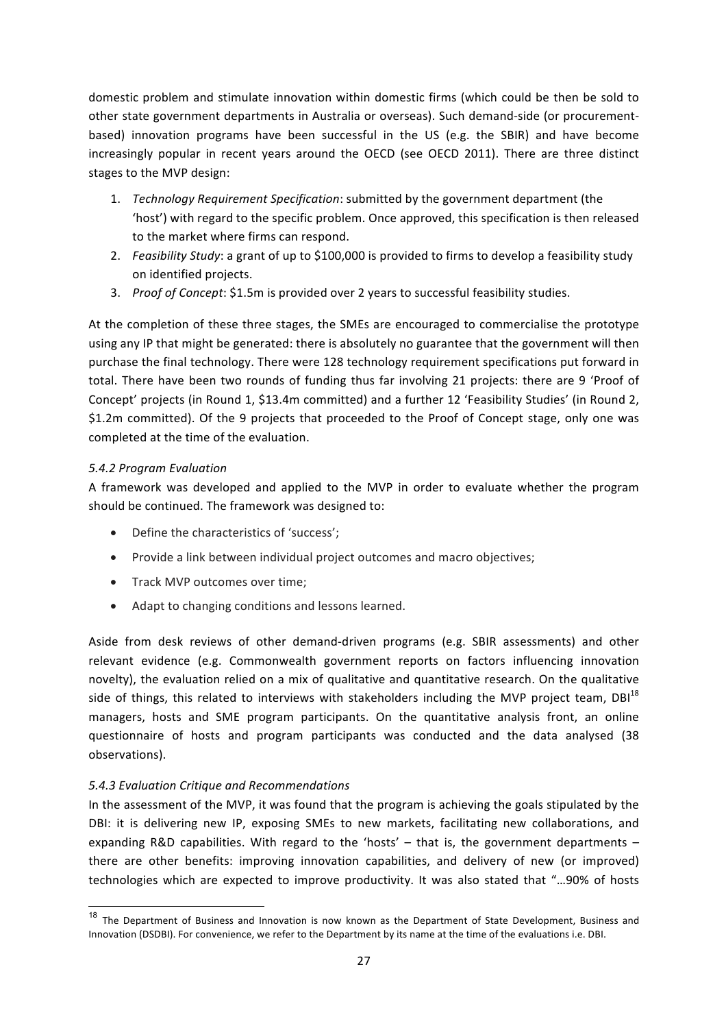domestic problem and stimulate innovation within domestic firms (which could be then be sold to other state government departments in Australia or overseas). Such demand-side (or procurement-based) innovation programs have been successful in the US (e.g. the SBIR) and have become increasingly popular in recent years around the OECD (see OECD 2011). There are three distinct stages to the MVP design:

1. *Technology Requirement Specification*: submitted by the government department (the 'host') with regard to the specific problem. Once approved, this specification is then released to the market where firms can respond.
2. *Feasibility Study*: a grant of up to $100,000 is provided to firms to develop a feasibility study on identified projects.
3. *Proof of Concept*: $1.5m is provided over 2 years to successful feasibility studies.

At the completion of these three stages, the SMEs are encouraged to commercialise the prototype using any IP that might be generated: there is absolutely no guarantee that the government will then purchase the final technology. There were 128 technology requirement specifications put forward in total. There have been two rounds of funding thus far involving 21 projects: there are 9 'Proof of Concept' projects (in Round 1, $13.4m committed) and a further 12 'Feasibility Studies' (in Round 2, $1.2m committed). Of the 9 projects that proceeded to the Proof of Concept stage, only one was completed at the time of the evaluation.

### *5.4.2 Program Evaluation*

A framework was developed and applied to the MVP in order to evaluate whether the program should be continued. The framework was designed to:

- Define the characteristics of 'success';
- Provide a link between individual project outcomes and macro objectives;
- Track MVP outcomes over time;
- Adapt to changing conditions and lessons learned.

Aside from desk reviews of other demand-driven programs (e.g. SBIR assessments) and other relevant evidence (e.g. Commonwealth government reports on factors influencing innovation novelty), the evaluation relied on a mix of qualitative and quantitative research. On the qualitative side of things, this related to interviews with stakeholders including the MVP project team, DBI[18] managers, hosts and SME program participants. On the quantitative analysis front, an online questionnaire of hosts and program participants was conducted and the data analysed (38 observations).

### *5.4.3 Evaluation Critique and Recommendations*

In the assessment of the MVP, it was found that the program is achieving the goals stipulated by the DBI: it is delivering new IP, exposing SMEs to new markets, facilitating new collaborations, and expanding R&D capabilities. With regard to the 'hosts' – that is, the government departments – there are other benefits: improving innovation capabilities, and delivery of new (or improved) technologies which are expected to improve productivity. It was also stated that "…90% of hosts

[18] The Department of Business and Innovation is now known as the Department of State Development, Business and Innovation (DSDBI). For convenience, we refer to the Department by its name at the time of the evaluations i.e. DBI.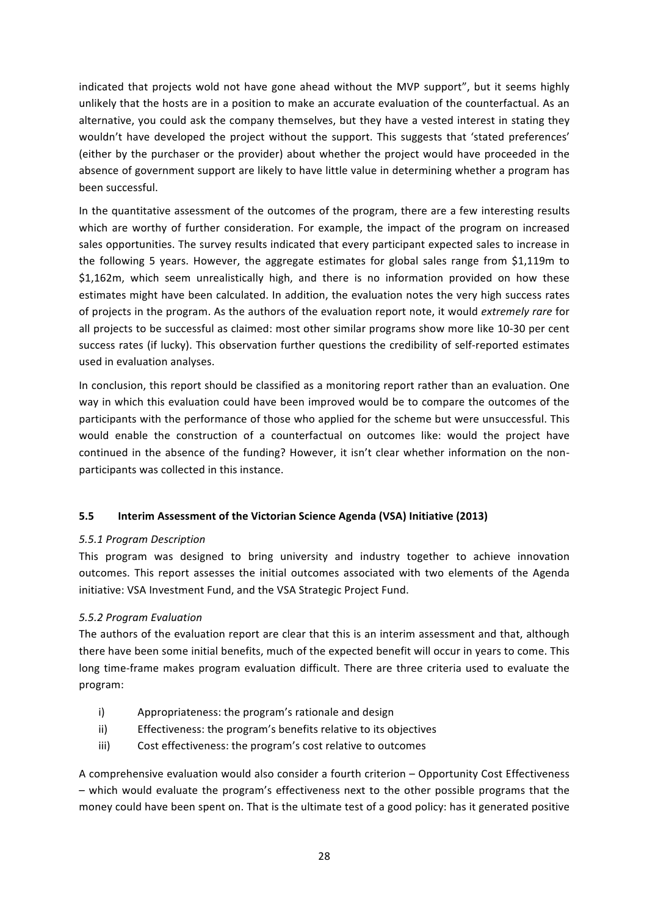indicated that projects wold not have gone ahead without the MVP support", but it seems highly unlikely that the hosts are in a position to make an accurate evaluation of the counterfactual. As an alternative, you could ask the company themselves, but they have a vested interest in stating they wouldn't have developed the project without the support. This suggests that 'stated preferences' (either by the purchaser or the provider) about whether the project would have proceeded in the absence of government support are likely to have little value in determining whether a program has been successful.

In the quantitative assessment of the outcomes of the program, there are a few interesting results which are worthy of further consideration. For example, the impact of the program on increased sales opportunities. The survey results indicated that every participant expected sales to increase in the following 5 years. However, the aggregate estimates for global sales range from $1,119m to $1,162m, which seem unrealistically high, and there is no information provided on how these estimates might have been calculated. In addition, the evaluation report notes the very high success rates of projects in the program. As the authors of the evaluation report note, it would *extremely rare* for all projects to be successful as claimed: most other similar programs show more like 10-30 per cent success rates (if lucky). This observation further questions the credibility of self-reported estimates used in evaluation analyses.

In conclusion, this report should be classified as a monitoring report rather than an evaluation. One way in which this evaluation could have been improved would be to compare the outcomes of the participants with the performance of those who applied for the scheme but were unsuccessful. This would enable the construction of a counterfactual on outcomes like: would the project have continued in the absence of the funding? However, it isn't clear whether information on the non-participants was collected in this instance.

### 5.5 Interim Assessment of the Victorian Science Agenda (VSA) Initiative (2013)

#### *5.5.1 Program Description*

This program was designed to bring university and industry together to achieve innovation outcomes. This report assesses the initial outcomes associated with two elements of the Agenda initiative: VSA Investment Fund, and the VSA Strategic Project Fund.

#### *5.5.2 Program Evaluation*

The authors of the evaluation report are clear that this is an interim assessment and that, although there have been some initial benefits, much of the expected benefit will occur in years to come. This long time-frame makes program evaluation difficult. There are three criteria used to evaluate the program:

i) Appropriateness: the program's rationale and design
ii) Effectiveness: the program's benefits relative to its objectives
iii) Cost effectiveness: the program's cost relative to outcomes

A comprehensive evaluation would also consider a fourth criterion – Opportunity Cost Effectiveness – which would evaluate the program's effectiveness next to the other possible programs that the money could have been spent on. That is the ultimate test of a good policy: has it generated positive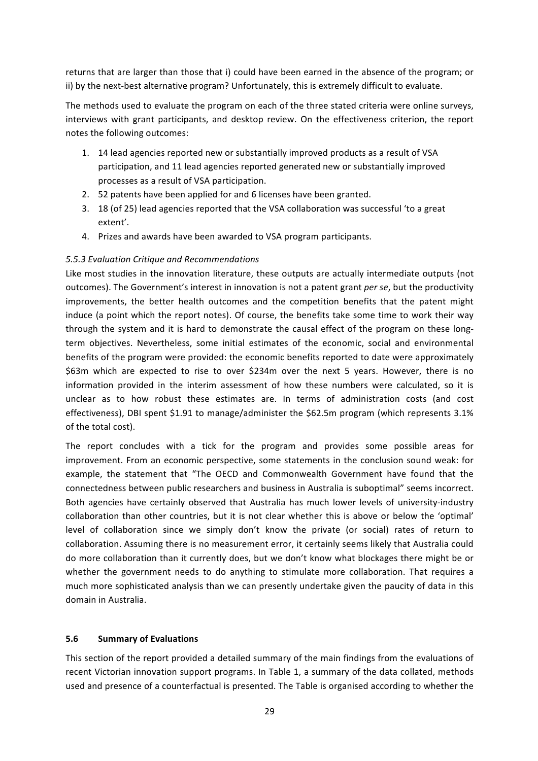returns that are larger than those that i) could have been earned in the absence of the program; or ii) by the next-best alternative program? Unfortunately, this is extremely difficult to evaluate.

The methods used to evaluate the program on each of the three stated criteria were online surveys, interviews with grant participants, and desktop review. On the effectiveness criterion, the report notes the following outcomes:

1. 14 lead agencies reported new or substantially improved products as a result of VSA participation, and 11 lead agencies reported generated new or substantially improved processes as a result of VSA participation.
2. 52 patents have been applied for and 6 licenses have been granted.
3. 18 (of 25) lead agencies reported that the VSA collaboration was successful 'to a great extent'.
4. Prizes and awards have been awarded to VSA program participants.

*5.5.3 Evaluation Critique and Recommendations*

Like most studies in the innovation literature, these outputs are actually intermediate outputs (not outcomes). The Government's interest in innovation is not a patent grant *per se*, but the productivity improvements, the better health outcomes and the competition benefits that the patent might induce (a point which the report notes). Of course, the benefits take some time to work their way through the system and it is hard to demonstrate the causal effect of the program on these long-term objectives. Nevertheless, some initial estimates of the economic, social and environmental benefits of the program were provided: the economic benefits reported to date were approximately \$63m which are expected to rise to over \$234m over the next 5 years. However, there is no information provided in the interim assessment of how these numbers were calculated, so it is unclear as to how robust these estimates are. In terms of administration costs (and cost effectiveness), DBI spent \$1.91 to manage/administer the \$62.5m program (which represents 3.1% of the total cost).

The report concludes with a tick for the program and provides some possible areas for improvement. From an economic perspective, some statements in the conclusion sound weak: for example, the statement that "The OECD and Commonwealth Government have found that the connectedness between public researchers and business in Australia is suboptimal" seems incorrect. Both agencies have certainly observed that Australia has much lower levels of university-industry collaboration than other countries, but it is not clear whether this is above or below the 'optimal' level of collaboration since we simply don't know the private (or social) rates of return to collaboration. Assuming there is no measurement error, it certainly seems likely that Australia could do more collaboration than it currently does, but we don't know what blockages there might be or whether the government needs to do anything to stimulate more collaboration. That requires a much more sophisticated analysis than we can presently undertake given the paucity of data in this domain in Australia.

## 5.6 Summary of Evaluations

This section of the report provided a detailed summary of the main findings from the evaluations of recent Victorian innovation support programs. In Table 1, a summary of the data collated, methods used and presence of a counterfactual is presented. The Table is organised according to whether the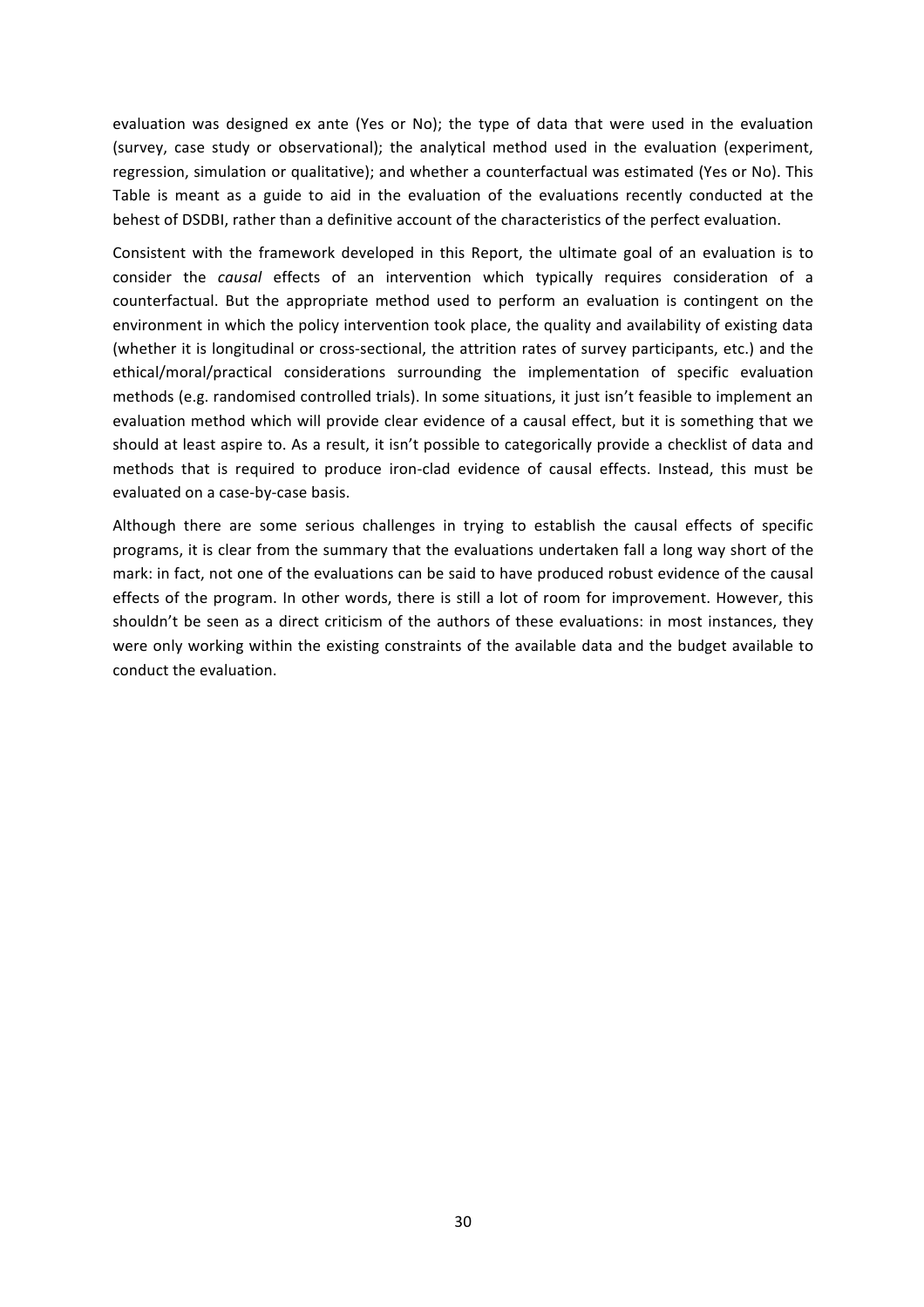evaluation was designed ex ante (Yes or No); the type of data that were used in the evaluation (survey, case study or observational); the analytical method used in the evaluation (experiment, regression, simulation or qualitative); and whether a counterfactual was estimated (Yes or No). This Table is meant as a guide to aid in the evaluation of the evaluations recently conducted at the behest of DSDBI, rather than a definitive account of the characteristics of the perfect evaluation.

Consistent with the framework developed in this Report, the ultimate goal of an evaluation is to consider the *causal* effects of an intervention which typically requires consideration of a counterfactual. But the appropriate method used to perform an evaluation is contingent on the environment in which the policy intervention took place, the quality and availability of existing data (whether it is longitudinal or cross-sectional, the attrition rates of survey participants, etc.) and the ethical/moral/practical considerations surrounding the implementation of specific evaluation methods (e.g. randomised controlled trials). In some situations, it just isn't feasible to implement an evaluation method which will provide clear evidence of a causal effect, but it is something that we should at least aspire to. As a result, it isn't possible to categorically provide a checklist of data and methods that is required to produce iron-clad evidence of causal effects. Instead, this must be evaluated on a case-by-case basis.

Although there are some serious challenges in trying to establish the causal effects of specific programs, it is clear from the summary that the evaluations undertaken fall a long way short of the mark: in fact, not one of the evaluations can be said to have produced robust evidence of the causal effects of the program. In other words, there is still a lot of room for improvement. However, this shouldn't be seen as a direct criticism of the authors of these evaluations: in most instances, they were only working within the existing constraints of the available data and the budget available to conduct the evaluation.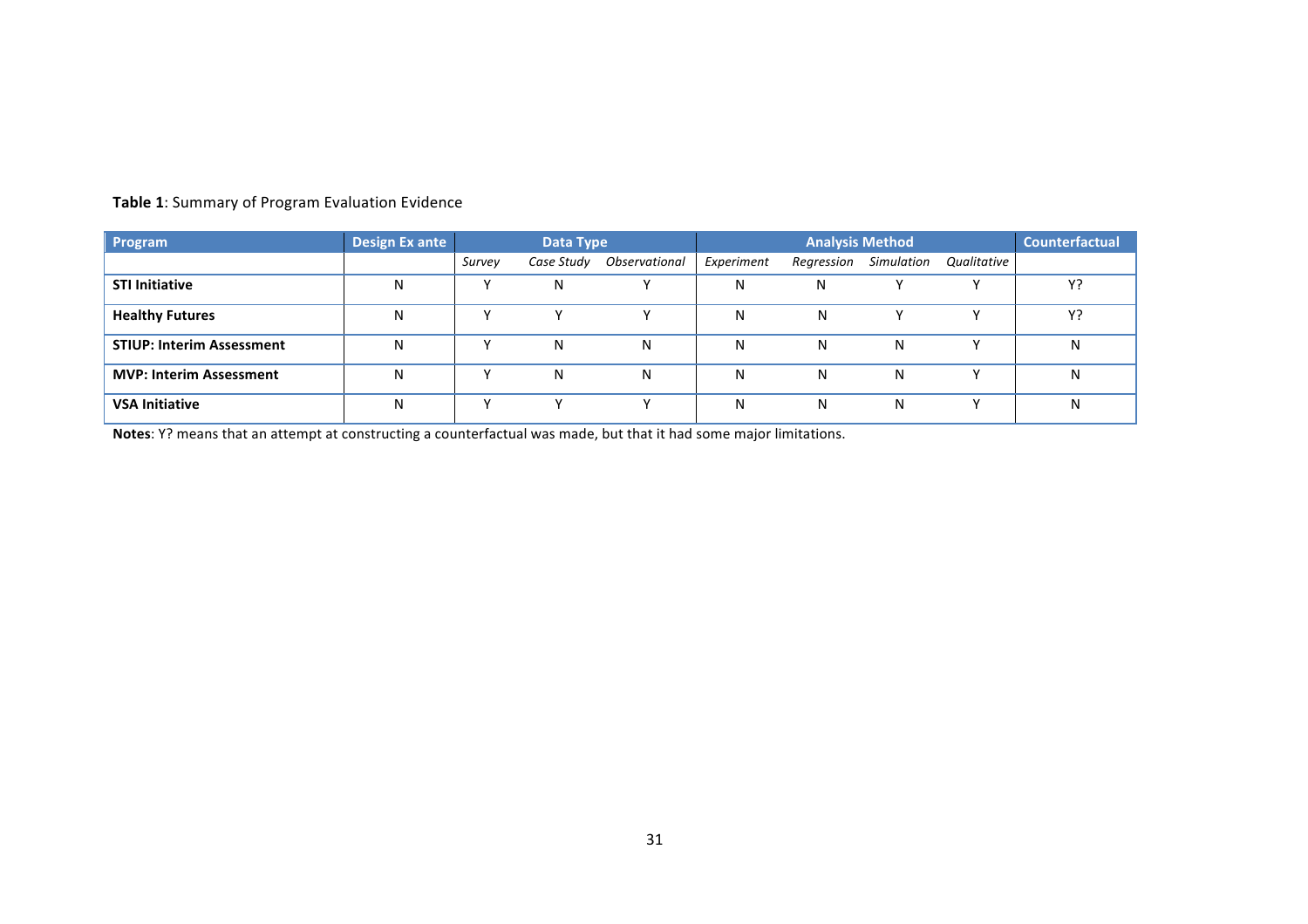**Table 1**: Summary of Program Evaluation Evidence

| Program | Design Ex ante | Data Type | | | Analysis Method | | | | Counterfactual |
|---|---|---|---|---|---|---|---|---|---|
| | | *Survey* | *Case Study* | *Observational* | *Experiment* | *Regression* | *Simulation* | *Qualitative* | |
| **STI Initiative** | N | Y | N | Y | N | N | Y | Y | Y? |
| **Healthy Futures** | N | Y | Y | Y | N | N | Y | Y | Y? |
| **STIUP: Interim Assessment** | N | Y | N | N | N | N | N | Y | N |
| **MVP: Interim Assessment** | N | Y | N | N | N | N | N | Y | N |
| **VSA Initiative** | N | Y | Y | Y | N | N | N | Y | N |

**Notes**: Y? means that an attempt at constructing a counterfactual was made, but that it had some major limitations.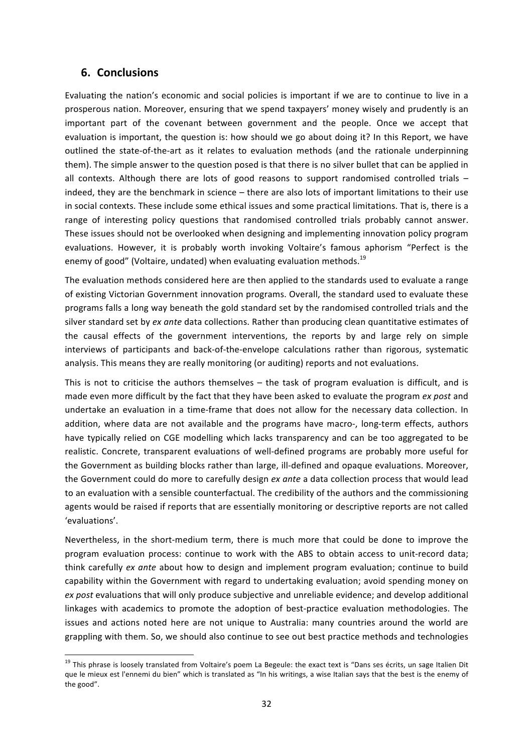## 6. Conclusions

Evaluating the nation's economic and social policies is important if we are to continue to live in a prosperous nation. Moreover, ensuring that we spend taxpayers' money wisely and prudently is an important part of the covenant between government and the people. Once we accept that evaluation is important, the question is: how should we go about doing it? In this Report, we have outlined the state-of-the-art as it relates to evaluation methods (and the rationale underpinning them). The simple answer to the question posed is that there is no silver bullet that can be applied in all contexts. Although there are lots of good reasons to support randomised controlled trials – indeed, they are the benchmark in science – there are also lots of important limitations to their use in social contexts. These include some ethical issues and some practical limitations. That is, there is a range of interesting policy questions that randomised controlled trials probably cannot answer. These issues should not be overlooked when designing and implementing innovation policy program evaluations. However, it is probably worth invoking Voltaire's famous aphorism "Perfect is the enemy of good" (Voltaire, undated) when evaluating evaluation methods.[19]

The evaluation methods considered here are then applied to the standards used to evaluate a range of existing Victorian Government innovation programs. Overall, the standard used to evaluate these programs falls a long way beneath the gold standard set by the randomised controlled trials and the silver standard set by *ex ante* data collections. Rather than producing clean quantitative estimates of the causal effects of the government interventions, the reports by and large rely on simple interviews of participants and back-of-the-envelope calculations rather than rigorous, systematic analysis. This means they are really monitoring (or auditing) reports and not evaluations.

This is not to criticise the authors themselves – the task of program evaluation is difficult, and is made even more difficult by the fact that they have been asked to evaluate the program *ex post* and undertake an evaluation in a time-frame that does not allow for the necessary data collection. In addition, where data are not available and the programs have macro-, long-term effects, authors have typically relied on CGE modelling which lacks transparency and can be too aggregated to be realistic. Concrete, transparent evaluations of well-defined programs are probably more useful for the Government as building blocks rather than large, ill-defined and opaque evaluations. Moreover, the Government could do more to carefully design *ex ante* a data collection process that would lead to an evaluation with a sensible counterfactual. The credibility of the authors and the commissioning agents would be raised if reports that are essentially monitoring or descriptive reports are not called 'evaluations'.

Nevertheless, in the short-medium term, there is much more that could be done to improve the program evaluation process: continue to work with the ABS to obtain access to unit-record data; think carefully *ex ante* about how to design and implement program evaluation; continue to build capability within the Government with regard to undertaking evaluation; avoid spending money on *ex post* evaluations that will only produce subjective and unreliable evidence; and develop additional linkages with academics to promote the adoption of best-practice evaluation methodologies. The issues and actions noted here are not unique to Australia: many countries around the world are grappling with them. So, we should also continue to see out best practice methods and technologies

---

[19] This phrase is loosely translated from Voltaire's poem La Begeule: the exact text is "Dans ses écrits, un sage Italien Dit que le mieux est l'ennemi du bien" which is translated as "In his writings, a wise Italian says that the best is the enemy of the good".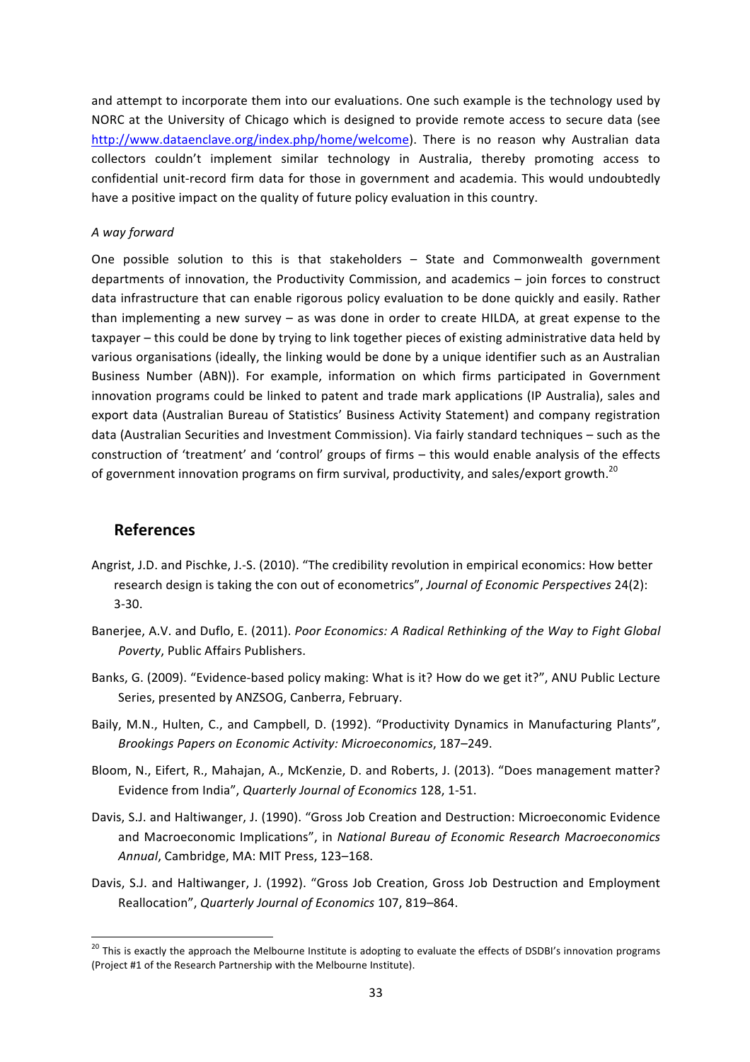and attempt to incorporate them into our evaluations. One such example is the technology used by NORC at the University of Chicago which is designed to provide remote access to secure data (see http://www.dataenclave.org/index.php/home/welcome). There is no reason why Australian data collectors couldn't implement similar technology in Australia, thereby promoting access to confidential unit-record firm data for those in government and academia. This would undoubtedly have a positive impact on the quality of future policy evaluation in this country.

*A way forward*

One possible solution to this is that stakeholders – State and Commonwealth government departments of innovation, the Productivity Commission, and academics – join forces to construct data infrastructure that can enable rigorous policy evaluation to be done quickly and easily. Rather than implementing a new survey – as was done in order to create HILDA, at great expense to the taxpayer – this could be done by trying to link together pieces of existing administrative data held by various organisations (ideally, the linking would be done by a unique identifier such as an Australian Business Number (ABN)). For example, information on which firms participated in Government innovation programs could be linked to patent and trade mark applications (IP Australia), sales and export data (Australian Bureau of Statistics' Business Activity Statement) and company registration data (Australian Securities and Investment Commission). Via fairly standard techniques – such as the construction of 'treatment' and 'control' groups of firms – this would enable analysis of the effects of government innovation programs on firm survival, productivity, and sales/export growth.[20]

## References

Angrist, J.D. and Pischke, J.-S. (2010). "The credibility revolution in empirical economics: How better research design is taking the con out of econometrics", *Journal of Economic Perspectives* 24(2): 3-30.

Banerjee, A.V. and Duflo, E. (2011). *Poor Economics: A Radical Rethinking of the Way to Fight Global Poverty*, Public Affairs Publishers.

Banks, G. (2009). "Evidence-based policy making: What is it? How do we get it?", ANU Public Lecture Series, presented by ANZSOG, Canberra, February.

Baily, M.N., Hulten, C., and Campbell, D. (1992). "Productivity Dynamics in Manufacturing Plants", *Brookings Papers on Economic Activity: Microeconomics*, 187–249.

Bloom, N., Eifert, R., Mahajan, A., McKenzie, D. and Roberts, J. (2013). "Does management matter? Evidence from India", *Quarterly Journal of Economics* 128, 1-51.

Davis, S.J. and Haltiwanger, J. (1990). "Gross Job Creation and Destruction: Microeconomic Evidence and Macroeconomic Implications", in *National Bureau of Economic Research Macroeconomics Annual*, Cambridge, MA: MIT Press, 123–168.

Davis, S.J. and Haltiwanger, J. (1992). "Gross Job Creation, Gross Job Destruction and Employment Reallocation", *Quarterly Journal of Economics* 107, 819–864.

[20] This is exactly the approach the Melbourne Institute is adopting to evaluate the effects of DSDBI's innovation programs (Project #1 of the Research Partnership with the Melbourne Institute).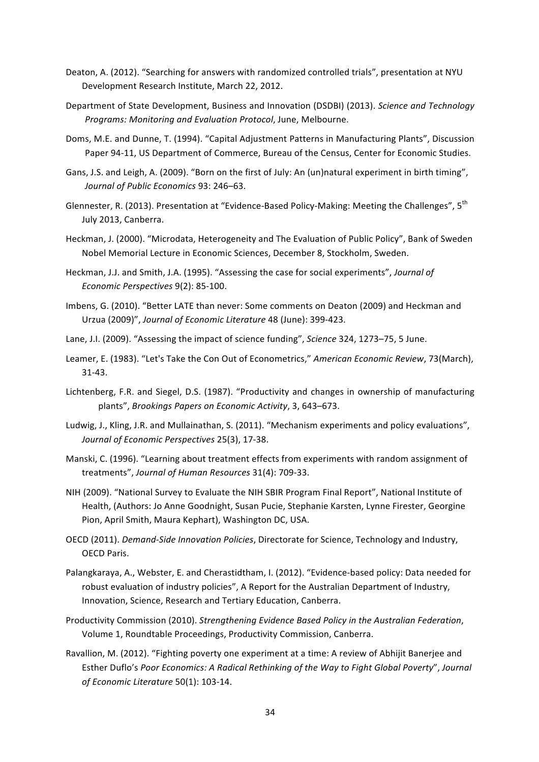Deaton, A. (2012). "Searching for answers with randomized controlled trials", presentation at NYU Development Research Institute, March 22, 2012.

Department of State Development, Business and Innovation (DSDBI) (2013). *Science and Technology Programs: Monitoring and Evaluation Protocol*, June, Melbourne.

Doms, M.E. and Dunne, T. (1994). "Capital Adjustment Patterns in Manufacturing Plants", Discussion Paper 94-11, US Department of Commerce, Bureau of the Census, Center for Economic Studies.

Gans, J.S. and Leigh, A. (2009). "Born on the first of July: An (un)natural experiment in birth timing", *Journal of Public Economics* 93: 246–63.

Glennester, R. (2013). Presentation at "Evidence-Based Policy-Making: Meeting the Challenges", 5th July 2013, Canberra.

Heckman, J. (2000). "Microdata, Heterogeneity and The Evaluation of Public Policy", Bank of Sweden Nobel Memorial Lecture in Economic Sciences, December 8, Stockholm, Sweden.

Heckman, J.J. and Smith, J.A. (1995). "Assessing the case for social experiments", *Journal of Economic Perspectives* 9(2): 85-100.

Imbens, G. (2010). "Better LATE than never: Some comments on Deaton (2009) and Heckman and Urzua (2009)", *Journal of Economic Literature* 48 (June): 399-423.

Lane, J.I. (2009). "Assessing the impact of science funding", *Science* 324, 1273–75, 5 June.

Leamer, E. (1983). "Let's Take the Con Out of Econometrics," *American Economic Review*, 73(March), 31-43.

Lichtenberg, F.R. and Siegel, D.S. (1987). "Productivity and changes in ownership of manufacturing plants", *Brookings Papers on Economic Activity*, 3, 643–673.

Ludwig, J., Kling, J.R. and Mullainathan, S. (2011). "Mechanism experiments and policy evaluations", *Journal of Economic Perspectives* 25(3), 17-38.

Manski, C. (1996). "Learning about treatment effects from experiments with random assignment of treatments", *Journal of Human Resources* 31(4): 709-33.

NIH (2009). "National Survey to Evaluate the NIH SBIR Program Final Report", National Institute of Health, (Authors: Jo Anne Goodnight, Susan Pucie, Stephanie Karsten, Lynne Firester, Georgine Pion, April Smith, Maura Kephart), Washington DC, USA.

OECD (2011). *Demand-Side Innovation Policies*, Directorate for Science, Technology and Industry, OECD Paris.

Palangkaraya, A., Webster, E. and Cherastidtham, I. (2012). "Evidence-based policy: Data needed for robust evaluation of industry policies", A Report for the Australian Department of Industry, Innovation, Science, Research and Tertiary Education, Canberra.

Productivity Commission (2010). *Strengthening Evidence Based Policy in the Australian Federation*, Volume 1, Roundtable Proceedings, Productivity Commission, Canberra.

Ravallion, M. (2012). "Fighting poverty one experiment at a time: A review of Abhijit Banerjee and Esther Duflo's *Poor Economics: A Radical Rethinking of the Way to Fight Global Poverty*", *Journal of Economic Literature* 50(1): 103-14.